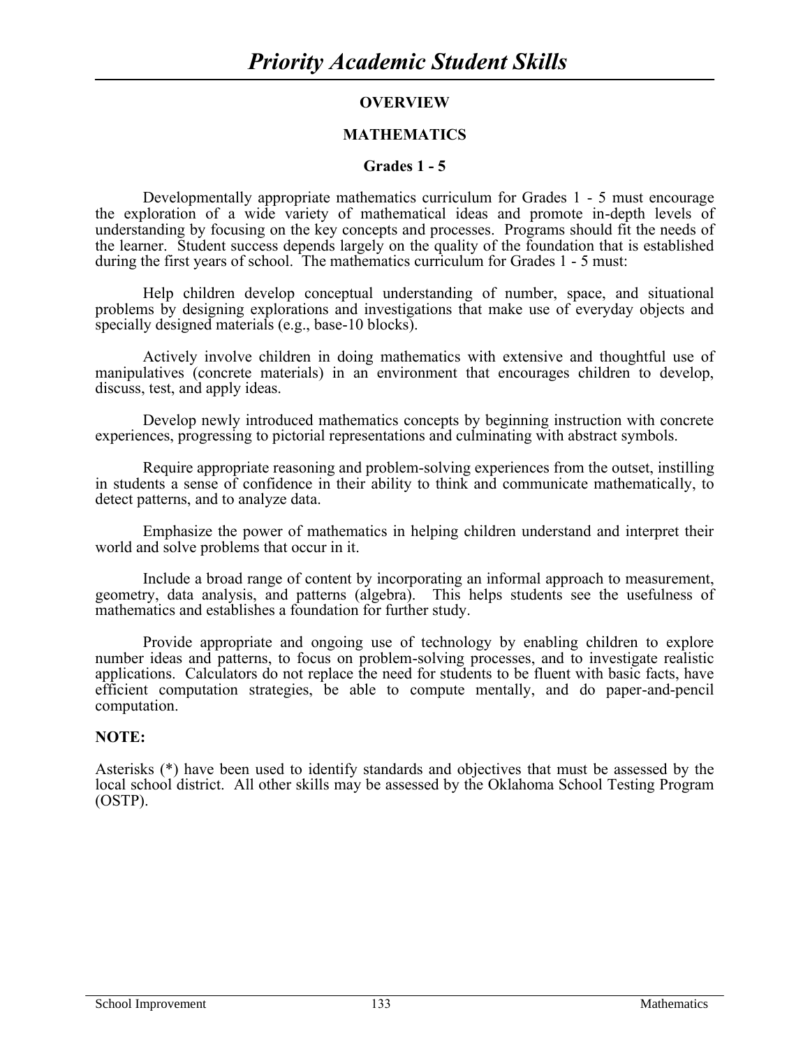# *Priority Academic Student Skills*

## OVERVIEW

## MATHEMATICS

### Grades 1 - 5

Developmentally appropriate mathematics curriculum for Grades 1 - 5 must encourage the exploration of a wide variety of mathematical ideas and promote in-depth levels of understanding by focusing on the key concepts and processes. Programs should fit the needs of the learner. Student success depends largely on the quality of the foundation that is established during the first years of school. The mathematics curriculum for Grades 1 - 5 must:

Help children develop conceptual understanding of number, space, and situational problems by designing explorations and investigations that make use of everyday objects and specially designed materials (e.g., base-10 blocks).

Actively involve children in doing mathematics with extensive and thoughtful use of manipulatives (concrete materials) in an environment that encourages children to develop, discuss, test, and apply ideas.

Develop newly introduced mathematics concepts by beginning instruction with concrete experiences, progressing to pictorial representations and culminating with abstract symbols.

Require appropriate reasoning and problem-solving experiences from the outset, instilling in students a sense of confidence in their ability to think and communicate mathematically, to detect patterns, and to analyze data.

Emphasize the power of mathematics in helping children understand and interpret their world and solve problems that occur in it.

Include a broad range of content by incorporating an informal approach to measurement, geometry, data analysis, and patterns (algebra). This helps students see the usefulness of mathematics and establishes a foundation for further study.

Provide appropriate and ongoing use of technology by enabling children to explore number ideas and patterns, to focus on problem-solving processes, and to investigate realistic applications. Calculators do not replace the need for students to be fluent with basic facts, have efficient computation strategies, be able to compute mentally, and do paper-and-pencil computation.

**NOTE:**

Asterisks (*) have been used to identify standards and objectives that must be assessed by the local school district. All other skills may be assessed by the Oklahoma School Testing Program (OSTP).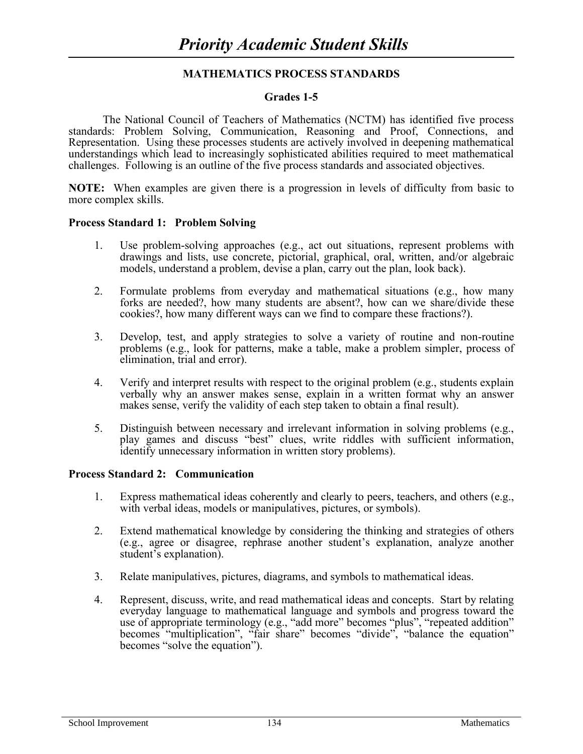# *Priority Academic Student Skills*

## MATHEMATICS PROCESS STANDARDS

### Grades 1-5

The National Council of Teachers of Mathematics (NCTM) has identified five process standards: Problem Solving, Communication, Reasoning and Proof, Connections, and Representation. Using these processes students are actively involved in deepening mathematical understandings which lead to increasingly sophisticated abilities required to meet mathematical challenges. Following is an outline of the five process standards and associated objectives.

**NOTE:** When examples are given there is a progression in levels of difficulty from basic to more complex skills.

**Process Standard 1: Problem Solving**

1. Use problem-solving approaches (e.g., act out situations, represent problems with drawings and lists, use concrete, pictorial, graphical, oral, written, and/or algebraic models, understand a problem, devise a plan, carry out the plan, look back).
2. Formulate problems from everyday and mathematical situations (e.g., how many forks are needed?, how many students are absent?, how can we share/divide these cookies?, how many different ways can we find to compare these fractions?).
3. Develop, test, and apply strategies to solve a variety of routine and non-routine problems (e.g., look for patterns, make a table, make a problem simpler, process of elimination, trial and error).
4. Verify and interpret results with respect to the original problem (e.g., students explain verbally why an answer makes sense, explain in a written format why an answer makes sense, verify the validity of each step taken to obtain a final result).
5. Distinguish between necessary and irrelevant information in solving problems (e.g., play games and discuss "best" clues, write riddles with sufficient information, identify unnecessary information in written story problems).

**Process Standard 2: Communication**

1. Express mathematical ideas coherently and clearly to peers, teachers, and others (e.g., with verbal ideas, models or manipulatives, pictures, or symbols).
2. Extend mathematical knowledge by considering the thinking and strategies of others (e.g., agree or disagree, rephrase another student's explanation, analyze another student's explanation).
3. Relate manipulatives, pictures, diagrams, and symbols to mathematical ideas.
4. Represent, discuss, write, and read mathematical ideas and concepts. Start by relating everyday language to mathematical language and symbols and progress toward the use of appropriate terminology (e.g., "add more" becomes "plus", "repeated addition" becomes "multiplication", "fair share" becomes "divide", "balance the equation" becomes "solve the equation").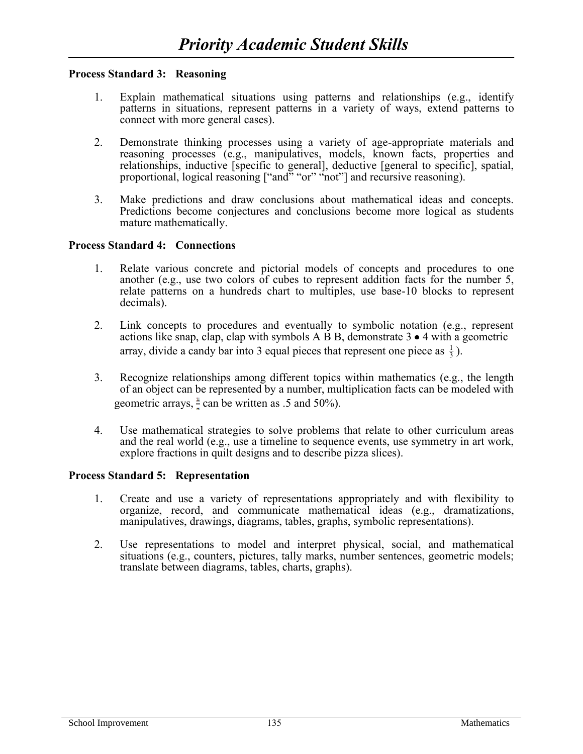# Priority Academic Student Skills

**Process Standard 3: Reasoning**

1. Explain mathematical situations using patterns and relationships (e.g., identify patterns in situations, represent patterns in a variety of ways, extend patterns to connect with more general cases).

2. Demonstrate thinking processes using a variety of age-appropriate materials and reasoning processes (e.g., manipulatives, models, known facts, properties and relationships, inductive [specific to general], deductive [general to specific], spatial, proportional, logical reasoning ["and" "or" "not"] and recursive reasoning).

3. Make predictions and draw conclusions about mathematical ideas and concepts. Predictions become conjectures and conclusions become more logical as students mature mathematically.

**Process Standard 4: Connections**

1. Relate various concrete and pictorial models of concepts and procedures to one another (e.g., use two colors of cubes to represent addition facts for the number 5, relate patterns on a hundreds chart to multiples, use base-10 blocks to represent decimals).

2. Link concepts to procedures and eventually to symbolic notation (e.g., represent actions like snap, clap, clap with symbols A B B, demonstrate $3 \bullet 4$ with a geometric array, divide a candy bar into 3 equal pieces that represent one piece as $\frac{1}{3}$).

3. Recognize relationships among different topics within mathematics (e.g., the length of an object can be represented by a number, multiplication facts can be modeled with geometric arrays, $\frac{1}{2}$ can be written as .5 and 50%).

4. Use mathematical strategies to solve problems that relate to other curriculum areas and the real world (e.g., use a timeline to sequence events, use symmetry in art work, explore fractions in quilt designs and to describe pizza slices).

**Process Standard 5: Representation**

1. Create and use a variety of representations appropriately and with flexibility to organize, record, and communicate mathematical ideas (e.g., dramatizations, manipulatives, drawings, diagrams, tables, graphs, symbolic representations).

2. Use representations to model and interpret physical, social, and mathematical situations (e.g., counters, pictures, tally marks, number sentences, geometric models; translate between diagrams, tables, charts, graphs).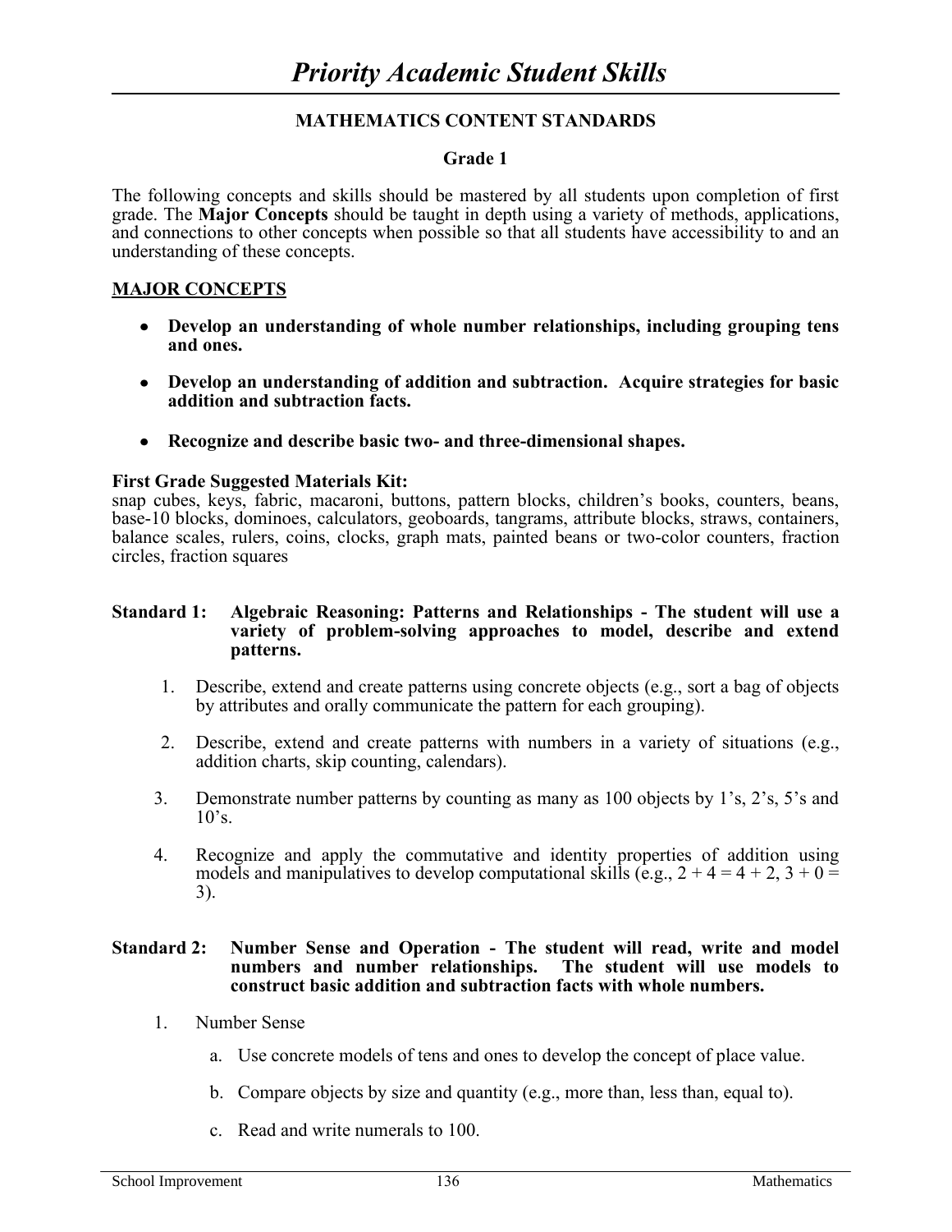# *Priority Academic Student Skills*

## MATHEMATICS CONTENT STANDARDS

### Grade 1

The following concepts and skills should be mastered by all students upon completion of first grade. The **Major Concepts** should be taught in depth using a variety of methods, applications, and connections to other concepts when possible so that all students have accessibility to and an understanding of these concepts.

**MAJOR CONCEPTS**

- **Develop an understanding of whole number relationships, including grouping tens and ones.**
- **Develop an understanding of addition and subtraction. Acquire strategies for basic addition and subtraction facts.**
- **Recognize and describe basic two- and three-dimensional shapes.**

**First Grade Suggested Materials Kit:**
snap cubes, keys, fabric, macaroni, buttons, pattern blocks, children's books, counters, beans, base-10 blocks, dominoes, calculators, geoboards, tangrams, attribute blocks, straws, containers, balance scales, rulers, coins, clocks, graph mats, painted beans or two-color counters, fraction circles, fraction squares

**Standard 1: Algebraic Reasoning: Patterns and Relationships - The student will use a variety of problem-solving approaches to model, describe and extend patterns.**

1. Describe, extend and create patterns using concrete objects (e.g., sort a bag of objects by attributes and orally communicate the pattern for each grouping).
2. Describe, extend and create patterns with numbers in a variety of situations (e.g., addition charts, skip counting, calendars).
3. Demonstrate number patterns by counting as many as 100 objects by 1's, 2's, 5's and 10's.
4. Recognize and apply the commutative and identity properties of addition using models and manipulatives to develop computational skills (e.g., $2 + 4 = 4 + 2$, $3 + 0 = 3$).

**Standard 2: Number Sense and Operation - The student will read, write and model numbers and number relationships. The student will use models to construct basic addition and subtraction facts with whole numbers.**

1. Number Sense
   a. Use concrete models of tens and ones to develop the concept of place value.
   b. Compare objects by size and quantity (e.g., more than, less than, equal to).
   c. Read and write numerals to 100.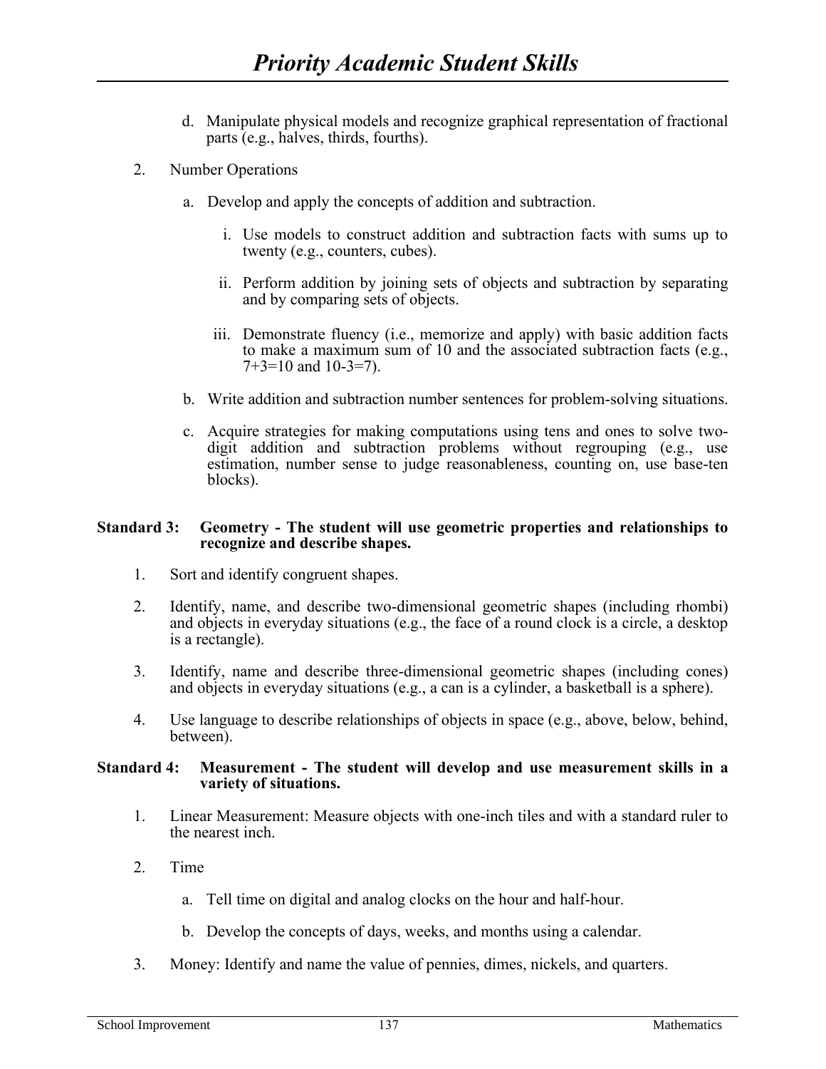d. Manipulate physical models and recognize graphical representation of fractional parts (e.g., halves, thirds, fourths).

2. Number Operations

   a. Develop and apply the concepts of addition and subtraction.

      i. Use models to construct addition and subtraction facts with sums up to twenty (e.g., counters, cubes).

      ii. Perform addition by joining sets of objects and subtraction by separating and by comparing sets of objects.

      iii. Demonstrate fluency (i.e., memorize and apply) with basic addition facts to make a maximum sum of 10 and the associated subtraction facts (e.g., 7+3=10 and 10-3=7).

   b. Write addition and subtraction number sentences for problem-solving situations.

   c. Acquire strategies for making computations using tens and ones to solve two-digit addition and subtraction problems without regrouping (e.g., use estimation, number sense to judge reasonableness, counting on, use base-ten blocks).

**Standard 3: Geometry - The student will use geometric properties and relationships to recognize and describe shapes.**

1. Sort and identify congruent shapes.

2. Identify, name, and describe two-dimensional geometric shapes (including rhombi) and objects in everyday situations (e.g., the face of a round clock is a circle, a desktop is a rectangle).

3. Identify, name and describe three-dimensional geometric shapes (including cones) and objects in everyday situations (e.g., a can is a cylinder, a basketball is a sphere).

4. Use language to describe relationships of objects in space (e.g., above, below, behind, between).

**Standard 4: Measurement - The student will develop and use measurement skills in a variety of situations.**

1. Linear Measurement: Measure objects with one-inch tiles and with a standard ruler to the nearest inch.

2. Time

   a. Tell time on digital and analog clocks on the hour and half-hour.

   b. Develop the concepts of days, weeks, and months using a calendar.

3. Money: Identify and name the value of pennies, dimes, nickels, and quarters.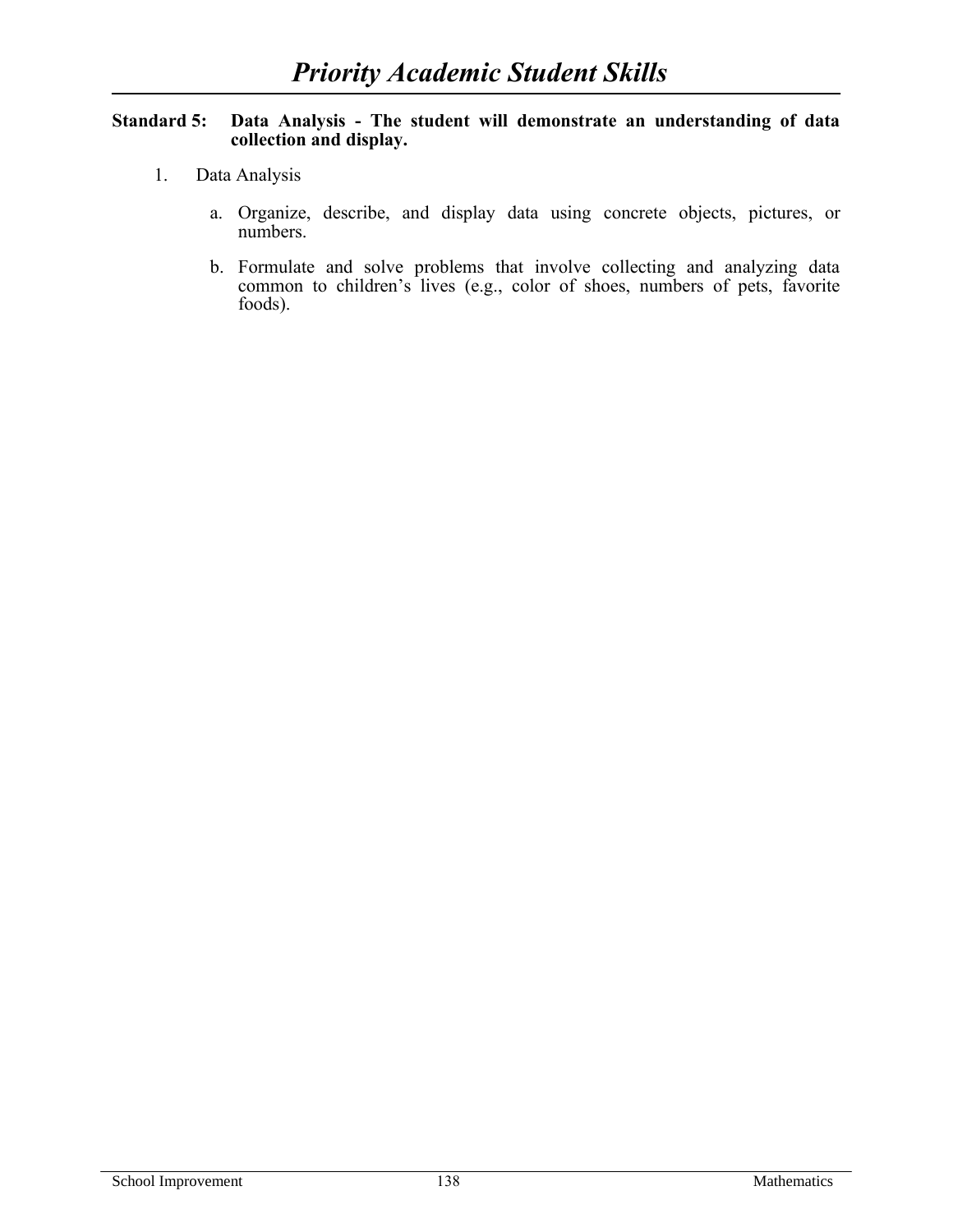# *Priority Academic Student Skills*

**Standard 5: Data Analysis - The student will demonstrate an understanding of data collection and display.**

1. Data Analysis

   a. Organize, describe, and display data using concrete objects, pictures, or numbers.

   b. Formulate and solve problems that involve collecting and analyzing data common to children's lives (e.g., color of shoes, numbers of pets, favorite foods).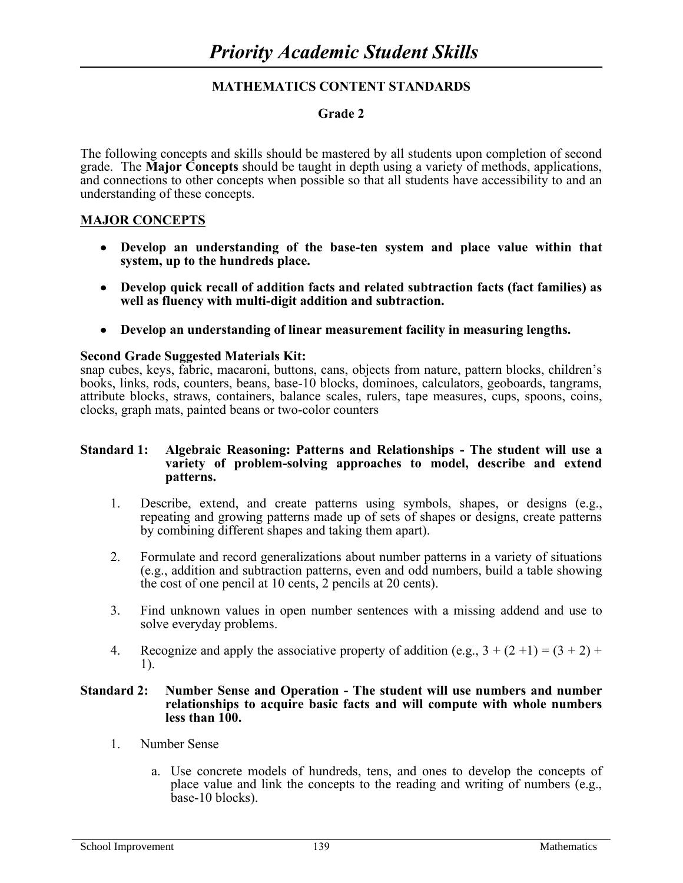# *Priority Academic Student Skills*

## MATHEMATICS CONTENT STANDARDS

### Grade 2

The following concepts and skills should be mastered by all students upon completion of second grade. The **Major Concepts** should be taught in depth using a variety of methods, applications, and connections to other concepts when possible so that all students have accessibility to and an understanding of these concepts.

**MAJOR CONCEPTS**

- **Develop an understanding of the base-ten system and place value within that system, up to the hundreds place.**
- **Develop quick recall of addition facts and related subtraction facts (fact families) as well as fluency with multi-digit addition and subtraction.**
- **Develop an understanding of linear measurement facility in measuring lengths.**

**Second Grade Suggested Materials Kit:**
snap cubes, keys, fabric, macaroni, buttons, cans, objects from nature, pattern blocks, children's books, links, rods, counters, beans, base-10 blocks, dominoes, calculators, geoboards, tangrams, attribute blocks, straws, containers, balance scales, rulers, tape measures, cups, spoons, coins, clocks, graph mats, painted beans or two-color counters

**Standard 1: Algebraic Reasoning: Patterns and Relationships - The student will use a variety of problem-solving approaches to model, describe and extend patterns.**

1. Describe, extend, and create patterns using symbols, shapes, or designs (e.g., repeating and growing patterns made up of sets of shapes or designs, create patterns by combining different shapes and taking them apart).
2. Formulate and record generalizations about number patterns in a variety of situations (e.g., addition and subtraction patterns, even and odd numbers, build a table showing the cost of one pencil at 10 cents, 2 pencils at 20 cents).
3. Find unknown values in open number sentences with a missing addend and use to solve everyday problems.
4. Recognize and apply the associative property of addition (e.g., $3 + (2 + 1) = (3 + 2) + 1$).

**Standard 2: Number Sense and Operation - The student will use numbers and number relationships to acquire basic facts and will compute with whole numbers less than 100.**

1. Number Sense
   a. Use concrete models of hundreds, tens, and ones to develop the concepts of place value and link the concepts to the reading and writing of numbers (e.g., base-10 blocks).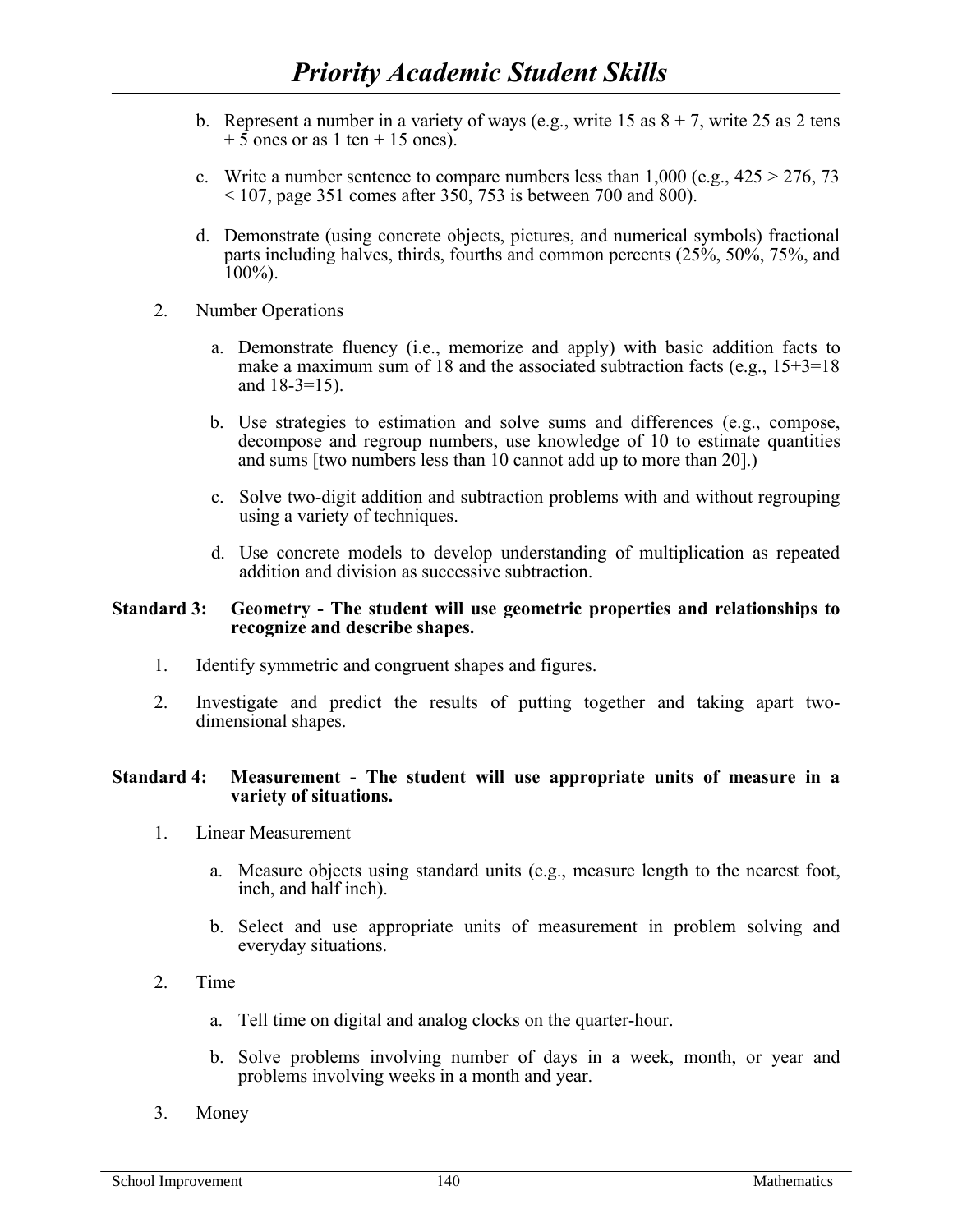b. Represent a number in a variety of ways (e.g., write 15 as 8 + 7, write 25 as 2 tens + 5 ones or as 1 ten + 15 ones).

c. Write a number sentence to compare numbers less than 1,000 (e.g., 425 > 276, 73 < 107, page 351 comes after 350, 753 is between 700 and 800).

d. Demonstrate (using concrete objects, pictures, and numerical symbols) fractional parts including halves, thirds, fourths and common percents (25%, 50%, 75%, and 100%).

2. Number Operations

   a. Demonstrate fluency (i.e., memorize and apply) with basic addition facts to make a maximum sum of 18 and the associated subtraction facts (e.g., 15+3=18 and 18-3=15).

   b. Use strategies to estimation and solve sums and differences (e.g., compose, decompose and regroup numbers, use knowledge of 10 to estimate quantities and sums [two numbers less than 10 cannot add up to more than 20].)

   c. Solve two-digit addition and subtraction problems with and without regrouping using a variety of techniques.

   d. Use concrete models to develop understanding of multiplication as repeated addition and division as successive subtraction.

**Standard 3: Geometry - The student will use geometric properties and relationships to recognize and describe shapes.**

1. Identify symmetric and congruent shapes and figures.

2. Investigate and predict the results of putting together and taking apart two-dimensional shapes.

**Standard 4: Measurement - The student will use appropriate units of measure in a variety of situations.**

1. Linear Measurement

   a. Measure objects using standard units (e.g., measure length to the nearest foot, inch, and half inch).

   b. Select and use appropriate units of measurement in problem solving and everyday situations.

2. Time

   a. Tell time on digital and analog clocks on the quarter-hour.

   b. Solve problems involving number of days in a week, month, or year and problems involving weeks in a month and year.

3. Money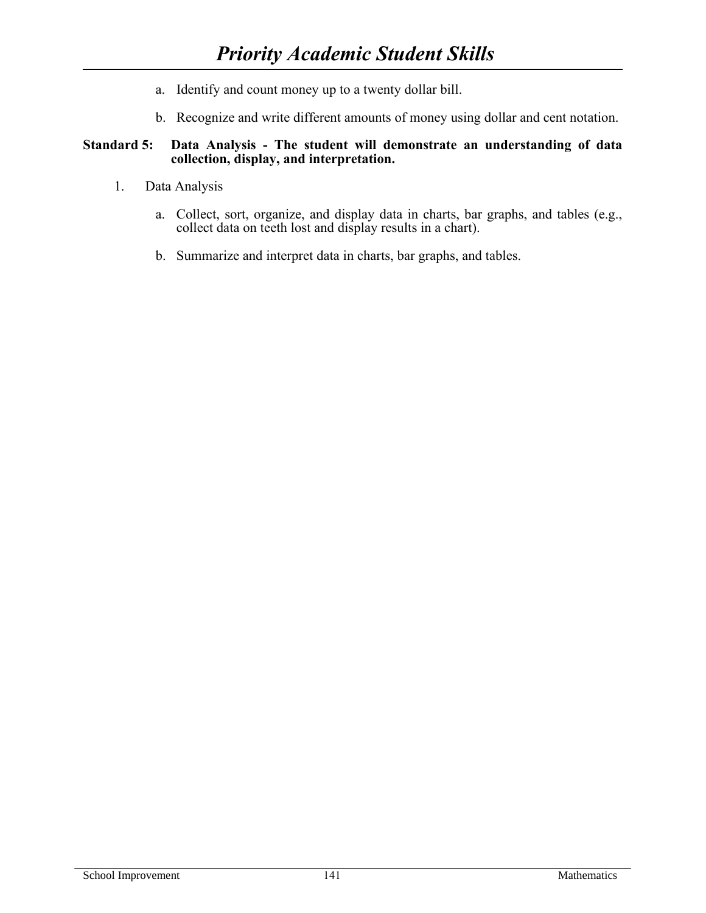a. Identify and count money up to a twenty dollar bill.

b. Recognize and write different amounts of money using dollar and cent notation.

**Standard 5: Data Analysis - The student will demonstrate an understanding of data collection, display, and interpretation.**

1. Data Analysis

   a. Collect, sort, organize, and display data in charts, bar graphs, and tables (e.g., collect data on teeth lost and display results in a chart).

   b. Summarize and interpret data in charts, bar graphs, and tables.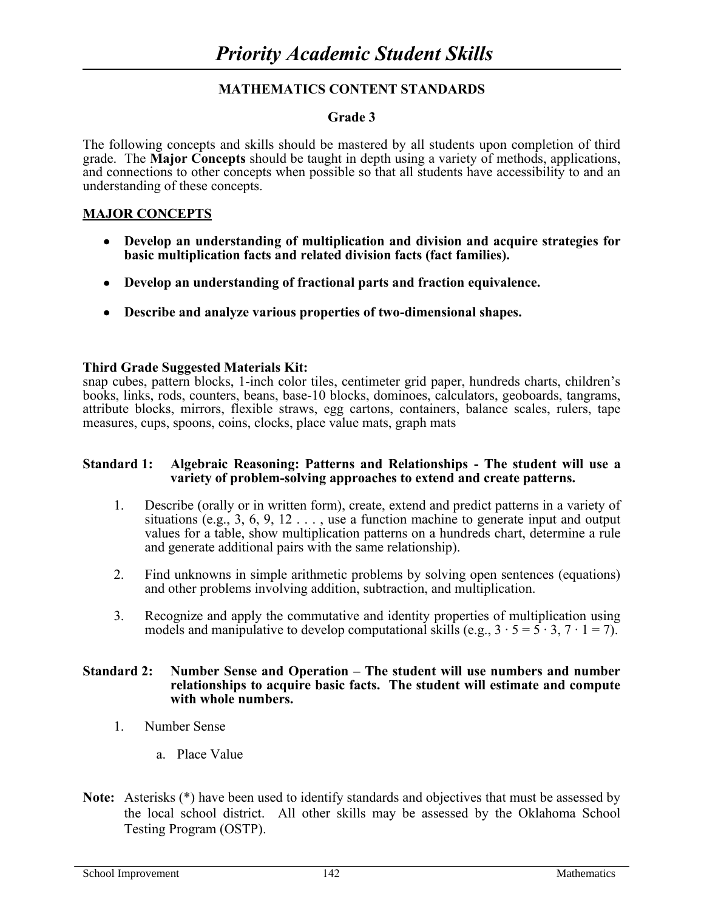# *Priority Academic Student Skills*

## MATHEMATICS CONTENT STANDARDS

### Grade 3

The following concepts and skills should be mastered by all students upon completion of third grade. The **Major Concepts** should be taught in depth using a variety of methods, applications, and connections to other concepts when possible so that all students have accessibility to and an understanding of these concepts.

**MAJOR CONCEPTS**

- **Develop an understanding of multiplication and division and acquire strategies for basic multiplication facts and related division facts (fact families).**
- **Develop an understanding of fractional parts and fraction equivalence.**
- **Describe and analyze various properties of two-dimensional shapes.**

**Third Grade Suggested Materials Kit:**
snap cubes, pattern blocks, 1-inch color tiles, centimeter grid paper, hundreds charts, children's books, links, rods, counters, beans, base-10 blocks, dominoes, calculators, geoboards, tangrams, attribute blocks, mirrors, flexible straws, egg cartons, containers, balance scales, rulers, tape measures, cups, spoons, coins, clocks, place value mats, graph mats

**Standard 1: Algebraic Reasoning: Patterns and Relationships - The student will use a variety of problem-solving approaches to extend and create patterns.**

1. Describe (orally or in written form), create, extend and predict patterns in a variety of situations (e.g., 3, 6, 9, 12 . . . , use a function machine to generate input and output values for a table, show multiplication patterns on a hundreds chart, determine a rule and generate additional pairs with the same relationship).
2. Find unknowns in simple arithmetic problems by solving open sentences (equations) and other problems involving addition, subtraction, and multiplication.
3. Recognize and apply the commutative and identity properties of multiplication using models and manipulative to develop computational skills (e.g., $3 \cdot 5 = 5 \cdot 3$, $7 \cdot 1 = 7$).

**Standard 2: Number Sense and Operation – The student will use numbers and number relationships to acquire basic facts. The student will estimate and compute with whole numbers.**

1. Number Sense
   a. Place Value

**Note:** Asterisks (*) have been used to identify standards and objectives that must be assessed by the local school district. All other skills may be assessed by the Oklahoma School Testing Program (OSTP).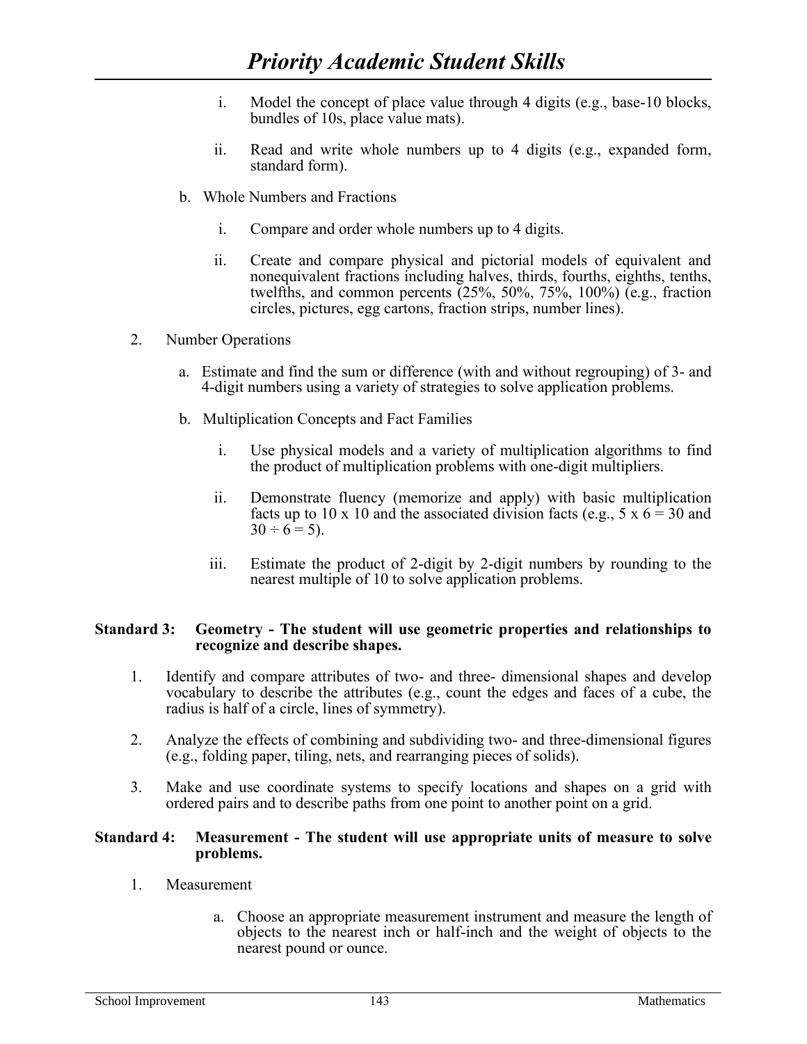i. Model the concept of place value through 4 digits (e.g., base-10 blocks, bundles of 10s, place value mats).

ii. Read and write whole numbers up to 4 digits (e.g., expanded form, standard form).

b. Whole Numbers and Fractions

i. Compare and order whole numbers up to 4 digits.

ii. Create and compare physical and pictorial models of equivalent and nonequivalent fractions including halves, thirds, fourths, eighths, tenths, twelfths, and common percents (25%, 50%, 75%, 100%) (e.g., fraction circles, pictures, egg cartons, fraction strips, number lines).

2. Number Operations

a. Estimate and find the sum or difference (with and without regrouping) of 3- and 4-digit numbers using a variety of strategies to solve application problems.

b. Multiplication Concepts and Fact Families

i. Use physical models and a variety of multiplication algorithms to find the product of multiplication problems with one-digit multipliers.

ii. Demonstrate fluency (memorize and apply) with basic multiplication facts up to 10 x 10 and the associated division facts (e.g., $5 \times 6 = 30$ and $30 \div 6 = 5$).

iii. Estimate the product of 2-digit by 2-digit numbers by rounding to the nearest multiple of 10 to solve application problems.

**Standard 3: Geometry - The student will use geometric properties and relationships to recognize and describe shapes.**

1. Identify and compare attributes of two- and three- dimensional shapes and develop vocabulary to describe the attributes (e.g., count the edges and faces of a cube, the radius is half of a circle, lines of symmetry).

2. Analyze the effects of combining and subdividing two- and three-dimensional figures (e.g., folding paper, tiling, nets, and rearranging pieces of solids).

3. Make and use coordinate systems to specify locations and shapes on a grid with ordered pairs and to describe paths from one point to another point on a grid.

**Standard 4: Measurement - The student will use appropriate units of measure to solve problems.**

1. Measurement

a. Choose an appropriate measurement instrument and measure the length of objects to the nearest inch or half-inch and the weight of objects to the nearest pound or ounce.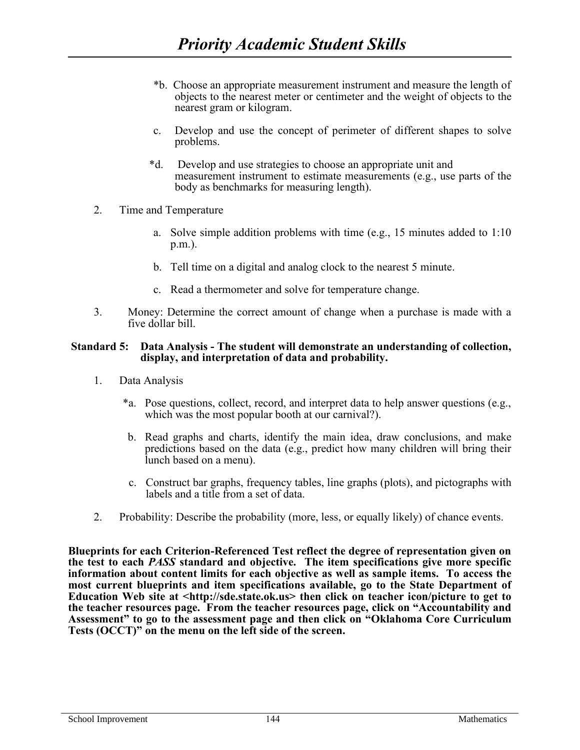*b. Choose an appropriate measurement instrument and measure the length of objects to the nearest meter or centimeter and the weight of objects to the nearest gram or kilogram.

c. Develop and use the concept of perimeter of different shapes to solve problems.

*d. Develop and use strategies to choose an appropriate unit and measurement instrument to estimate measurements (e.g., use parts of the body as benchmarks for measuring length).

2. Time and Temperature

   a. Solve simple addition problems with time (e.g., 15 minutes added to 1:10 p.m.).

   b. Tell time on a digital and analog clock to the nearest 5 minute.

   c. Read a thermometer and solve for temperature change.

3. Money: Determine the correct amount of change when a purchase is made with a five dollar bill.

**Standard 5: Data Analysis - The student will demonstrate an understanding of collection, display, and interpretation of data and probability.**

1. Data Analysis

   *a. Pose questions, collect, record, and interpret data to help answer questions (e.g., which was the most popular booth at our carnival?).

   b. Read graphs and charts, identify the main idea, draw conclusions, and make predictions based on the data (e.g., predict how many children will bring their lunch based on a menu).

   c. Construct bar graphs, frequency tables, line graphs (plots), and pictographs with labels and a title from a set of data.

2. Probability: Describe the probability (more, less, or equally likely) of chance events.

**Blueprints for each Criterion-Referenced Test reflect the degree of representation given on the test to each *PASS* standard and objective. The item specifications give more specific information about content limits for each objective as well as sample items. To access the most current blueprints and item specifications available, go to the State Department of Education Web site at <http://sde.state.ok.us> then click on teacher icon/picture to get to the teacher resources page. From the teacher resources page, click on "Accountability and Assessment" to go to the assessment page and then click on "Oklahoma Core Curriculum Tests (OCCT)" on the menu on the left side of the screen.**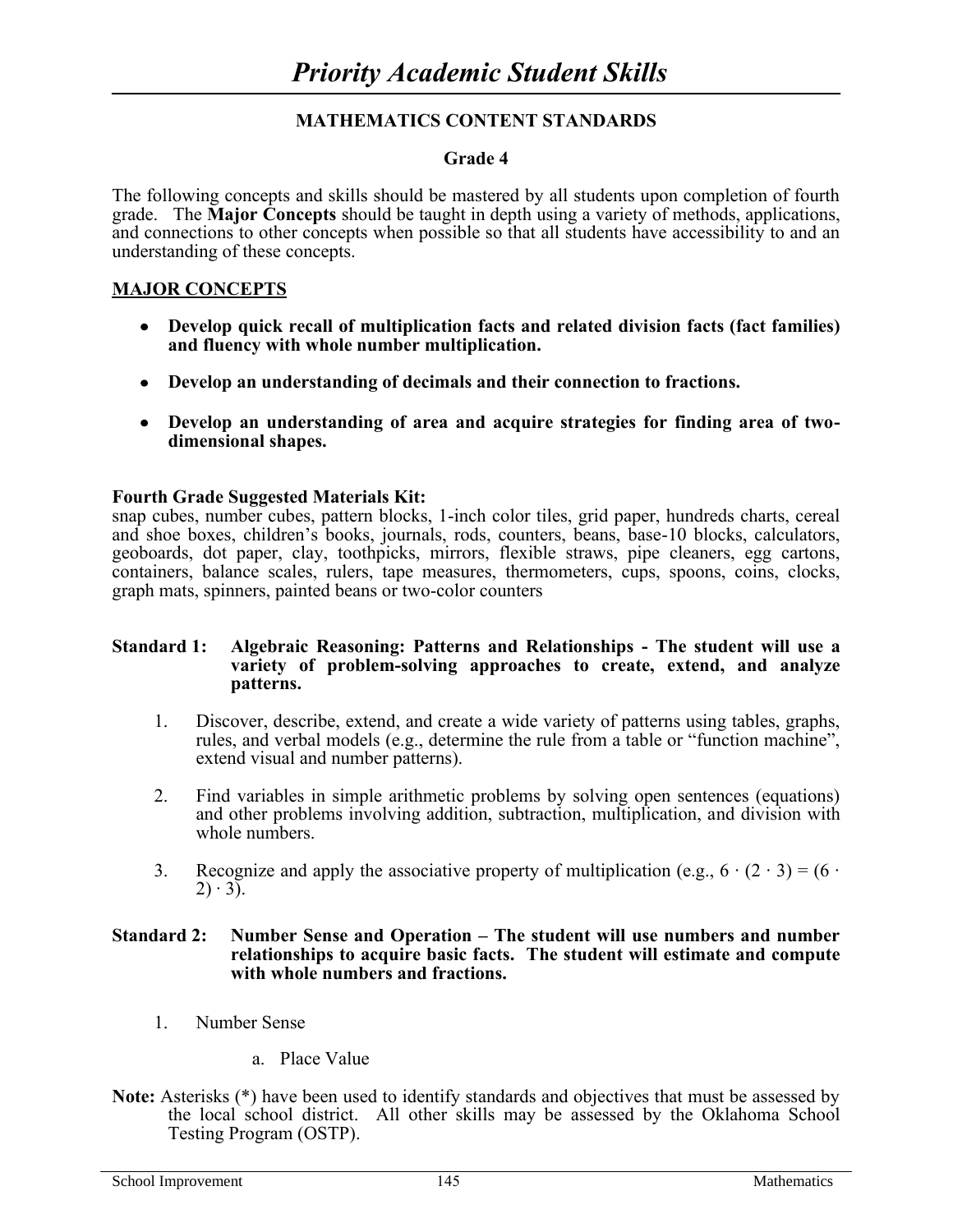# *Priority Academic Student Skills*

**MATHEMATICS CONTENT STANDARDS**

**Grade 4**

The following concepts and skills should be mastered by all students upon completion of fourth grade. The **Major Concepts** should be taught in depth using a variety of methods, applications, and connections to other concepts when possible so that all students have accessibility to and an understanding of these concepts.

## MAJOR CONCEPTS

- **Develop quick recall of multiplication facts and related division facts (fact families) and fluency with whole number multiplication.**
- **Develop an understanding of decimals and their connection to fractions.**
- **Develop an understanding of area and acquire strategies for finding area of two-dimensional shapes.**

**Fourth Grade Suggested Materials Kit:**
snap cubes, number cubes, pattern blocks, 1-inch color tiles, grid paper, hundreds charts, cereal and shoe boxes, children's books, journals, rods, counters, beans, base-10 blocks, calculators, geoboards, dot paper, clay, toothpicks, mirrors, flexible straws, pipe cleaners, egg cartons, containers, balance scales, rulers, tape measures, thermometers, cups, spoons, coins, clocks, graph mats, spinners, painted beans or two-color counters

**Standard 1: Algebraic Reasoning: Patterns and Relationships - The student will use a variety of problem-solving approaches to create, extend, and analyze patterns.**

1. Discover, describe, extend, and create a wide variety of patterns using tables, graphs, rules, and verbal models (e.g., determine the rule from a table or "function machine", extend visual and number patterns).
2. Find variables in simple arithmetic problems by solving open sentences (equations) and other problems involving addition, subtraction, multiplication, and division with whole numbers.
3. Recognize and apply the associative property of multiplication (e.g., $6 \cdot (2 \cdot 3) = (6 \cdot 2) \cdot 3$).

**Standard 2: Number Sense and Operation – The student will use numbers and number relationships to acquire basic facts. The student will estimate and compute with whole numbers and fractions.**

1. Number Sense
   a. Place Value

**Note:** Asterisks (*) have been used to identify standards and objectives that must be assessed by the local school district. All other skills may be assessed by the Oklahoma School Testing Program (OSTP).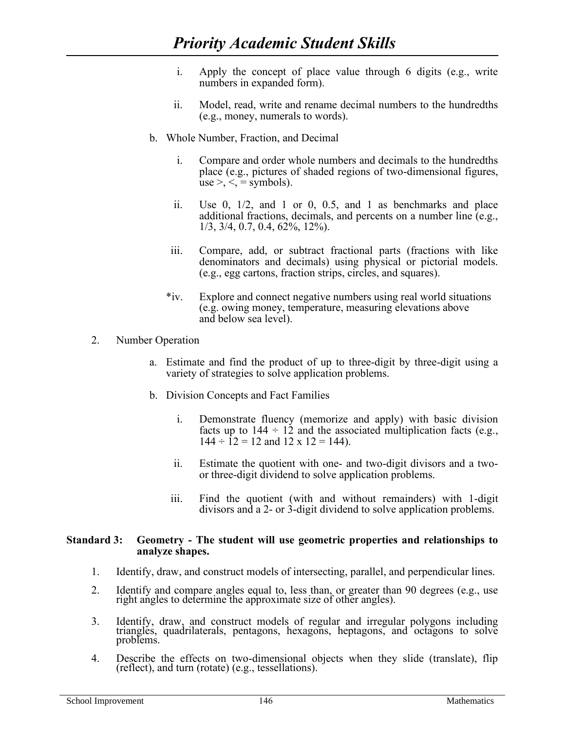i. Apply the concept of place value through 6 digits (e.g., write numbers in expanded form).

ii. Model, read, write and rename decimal numbers to the hundredths (e.g., money, numerals to words).

b. Whole Number, Fraction, and Decimal

i. Compare and order whole numbers and decimals to the hundredths place (e.g., pictures of shaded regions of two-dimensional figures, use >, <, = symbols).

ii. Use 0, 1/2, and 1 or 0, 0.5, and 1 as benchmarks and place additional fractions, decimals, and percents on a number line (e.g., 1/3, 3/4, 0.7, 0.4, 62%, 12%).

iii. Compare, add, or subtract fractional parts (fractions with like denominators and decimals) using physical or pictorial models. (e.g., egg cartons, fraction strips, circles, and squares).

*iv. Explore and connect negative numbers using real world situations (e.g. owing money, temperature, measuring elevations above and below sea level).

2. Number Operation

a. Estimate and find the product of up to three-digit by three-digit using a variety of strategies to solve application problems.

b. Division Concepts and Fact Families

i. Demonstrate fluency (memorize and apply) with basic division facts up to $144 \div 12$ and the associated multiplication facts (e.g., $144 \div 12 = 12$ and $12 \times 12 = 144$).

ii. Estimate the quotient with one- and two-digit divisors and a two- or three-digit dividend to solve application problems.

iii. Find the quotient (with and without remainders) with 1-digit divisors and a 2- or 3-digit dividend to solve application problems.

**Standard 3: Geometry - The student will use geometric properties and relationships to analyze shapes.**

1. Identify, draw, and construct models of intersecting, parallel, and perpendicular lines.

2. Identify and compare angles equal to, less than, or greater than 90 degrees (e.g., use right angles to determine the approximate size of other angles).

3. Identify, draw, and construct models of regular and irregular polygons including triangles, quadrilaterals, pentagons, hexagons, heptagons, and octagons to solve problems.

4. Describe the effects on two-dimensional objects when they slide (translate), flip (reflect), and turn (rotate) (e.g., tessellations).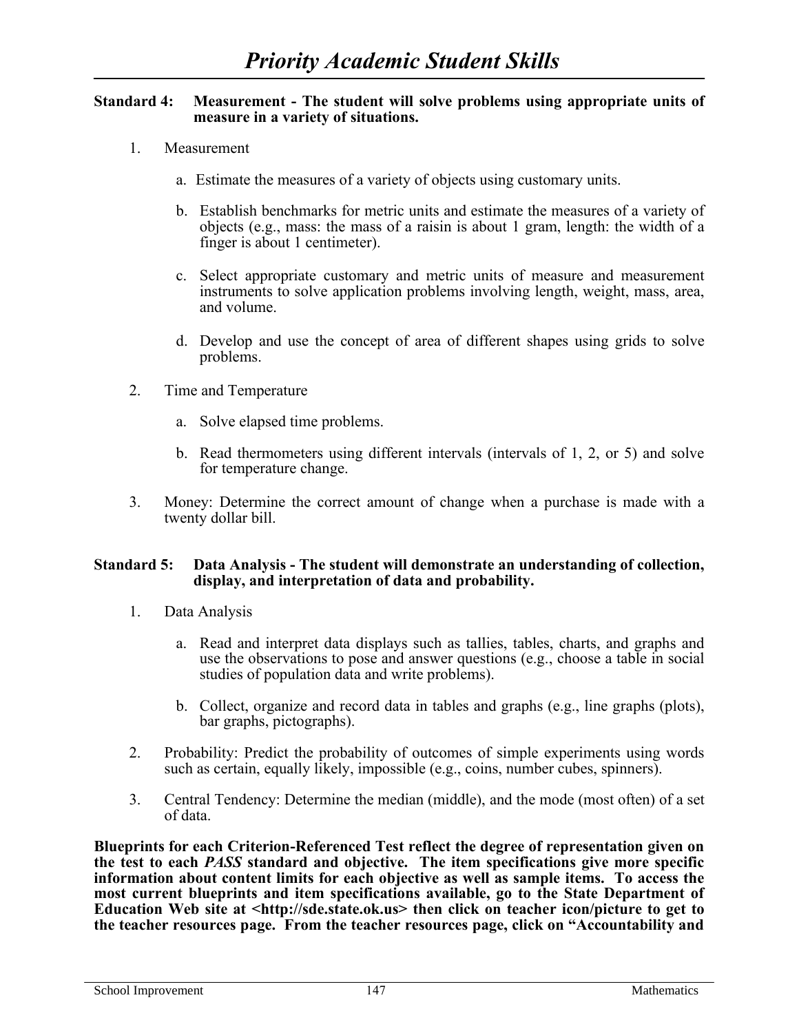# *Priority Academic Student Skills*

**Standard 4: Measurement - The student will solve problems using appropriate units of measure in a variety of situations.**

1. Measurement

   a. Estimate the measures of a variety of objects using customary units.

   b. Establish benchmarks for metric units and estimate the measures of a variety of objects (e.g., mass: the mass of a raisin is about 1 gram, length: the width of a finger is about 1 centimeter).

   c. Select appropriate customary and metric units of measure and measurement instruments to solve application problems involving length, weight, mass, area, and volume.

   d. Develop and use the concept of area of different shapes using grids to solve problems.

2. Time and Temperature

   a. Solve elapsed time problems.

   b. Read thermometers using different intervals (intervals of 1, 2, or 5) and solve for temperature change.

3. Money: Determine the correct amount of change when a purchase is made with a twenty dollar bill.

**Standard 5: Data Analysis - The student will demonstrate an understanding of collection, display, and interpretation of data and probability.**

1. Data Analysis

   a. Read and interpret data displays such as tallies, tables, charts, and graphs and use the observations to pose and answer questions (e.g., choose a table in social studies of population data and write problems).

   b. Collect, organize and record data in tables and graphs (e.g., line graphs (plots), bar graphs, pictographs).

2. Probability: Predict the probability of outcomes of simple experiments using words such as certain, equally likely, impossible (e.g., coins, number cubes, spinners).

3. Central Tendency: Determine the median (middle), and the mode (most often) of a set of data.

**Blueprints for each Criterion-Referenced Test reflect the degree of representation given on the test to each *PASS* standard and objective. The item specifications give more specific information about content limits for each objective as well as sample items. To access the most current blueprints and item specifications available, go to the State Department of Education Web site at <http://sde.state.ok.us> then click on teacher icon/picture to get to the teacher resources page. From the teacher resources page, click on "Accountability and**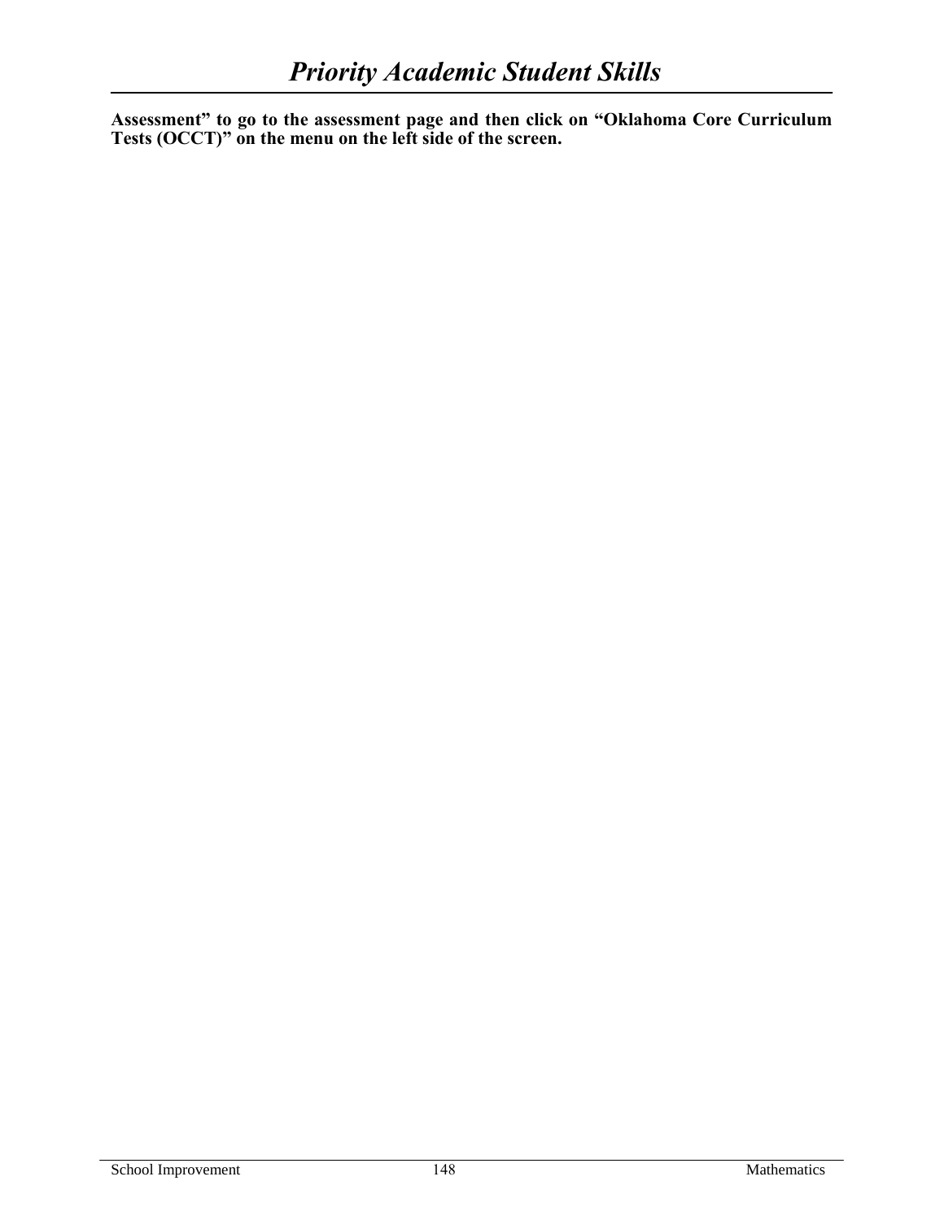**Assessment" to go to the assessment page and then click on "Oklahoma Core Curriculum Tests (OCCT)" on the menu on the left side of the screen.**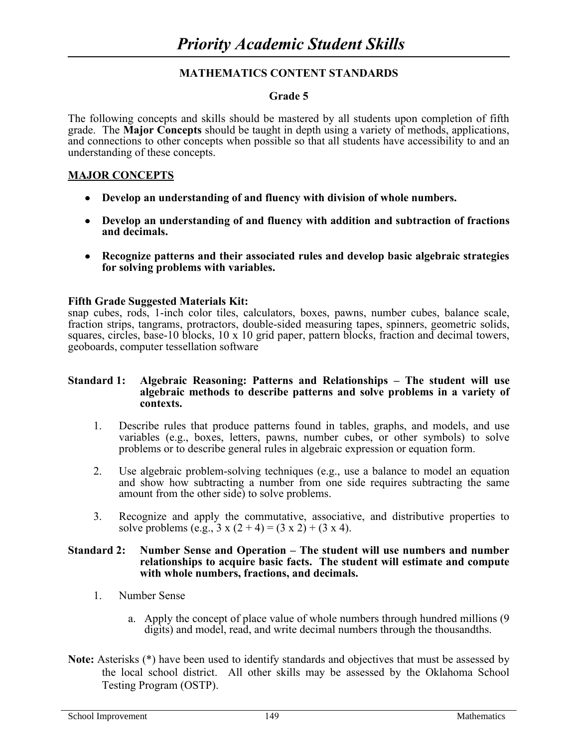# *Priority Academic Student Skills*

**MATHEMATICS CONTENT STANDARDS**

**Grade 5**

The following concepts and skills should be mastered by all students upon completion of fifth grade. The **Major Concepts** should be taught in depth using a variety of methods, applications, and connections to other concepts when possible so that all students have accessibility to and an understanding of these concepts.

**MAJOR CONCEPTS**

- **Develop an understanding of and fluency with division of whole numbers.**
- **Develop an understanding of and fluency with addition and subtraction of fractions and decimals.**
- **Recognize patterns and their associated rules and develop basic algebraic strategies for solving problems with variables.**

**Fifth Grade Suggested Materials Kit:**
snap cubes, rods, 1-inch color tiles, calculators, boxes, pawns, number cubes, balance scale, fraction strips, tangrams, protractors, double-sided measuring tapes, spinners, geometric solids, squares, circles, base-10 blocks, 10 x 10 grid paper, pattern blocks, fraction and decimal towers, geoboards, computer tessellation software

**Standard 1: Algebraic Reasoning: Patterns and Relationships – The student will use algebraic methods to describe patterns and solve problems in a variety of contexts.**

1. Describe rules that produce patterns found in tables, graphs, and models, and use variables (e.g., boxes, letters, pawns, number cubes, or other symbols) to solve problems or to describe general rules in algebraic expression or equation form.
2. Use algebraic problem-solving techniques (e.g., use a balance to model an equation and show how subtracting a number from one side requires subtracting the same amount from the other side) to solve problems.
3. Recognize and apply the commutative, associative, and distributive properties to solve problems (e.g., $3 \times (2 + 4) = (3 \times 2) + (3 \times 4)$).

**Standard 2: Number Sense and Operation – The student will use numbers and number relationships to acquire basic facts. The student will estimate and compute with whole numbers, fractions, and decimals.**

1. Number Sense
   a. Apply the concept of place value of whole numbers through hundred millions (9 digits) and model, read, and write decimal numbers through the thousandths.

**Note:** Asterisks (*) have been used to identify standards and objectives that must be assessed by the local school district. All other skills may be assessed by the Oklahoma School Testing Program (OSTP).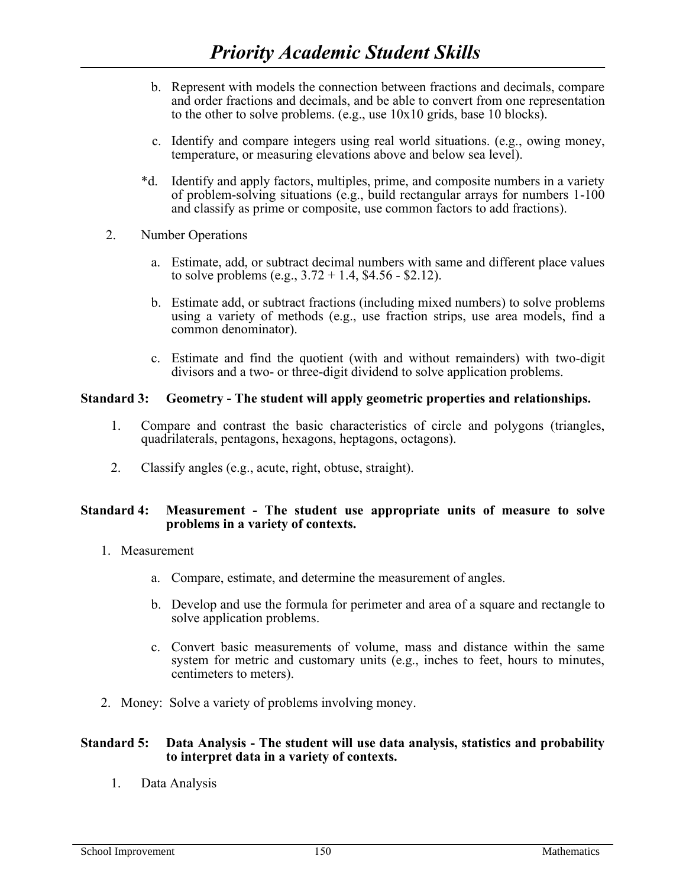# *Priority Academic Student Skills*

b. Represent with models the connection between fractions and decimals, compare and order fractions and decimals, and be able to convert from one representation to the other to solve problems. (e.g., use 10x10 grids, base 10 blocks).

c. Identify and compare integers using real world situations. (e.g., owing money, temperature, or measuring elevations above and below sea level).

*d. Identify and apply factors, multiples, prime, and composite numbers in a variety of problem-solving situations (e.g., build rectangular arrays for numbers 1-100 and classify as prime or composite, use common factors to add fractions).

2. Number Operations

   a. Estimate, add, or subtract decimal numbers with same and different place values to solve problems (e.g., 3.72 + 1.4, $4.56 - $2.12).

   b. Estimate add, or subtract fractions (including mixed numbers) to solve problems using a variety of methods (e.g., use fraction strips, use area models, find a common denominator).

   c. Estimate and find the quotient (with and without remainders) with two-digit divisors and a two- or three-digit dividend to solve application problems.

**Standard 3: Geometry - The student will apply geometric properties and relationships.**

1. Compare and contrast the basic characteristics of circle and polygons (triangles, quadrilaterals, pentagons, hexagons, heptagons, octagons).

2. Classify angles (e.g., acute, right, obtuse, straight).

**Standard 4: Measurement - The student use appropriate units of measure to solve problems in a variety of contexts.**

1. Measurement

   a. Compare, estimate, and determine the measurement of angles.

   b. Develop and use the formula for perimeter and area of a square and rectangle to solve application problems.

   c. Convert basic measurements of volume, mass and distance within the same system for metric and customary units (e.g., inches to feet, hours to minutes, centimeters to meters).

2. Money: Solve a variety of problems involving money.

**Standard 5: Data Analysis - The student will use data analysis, statistics and probability to interpret data in a variety of contexts.**

1. Data Analysis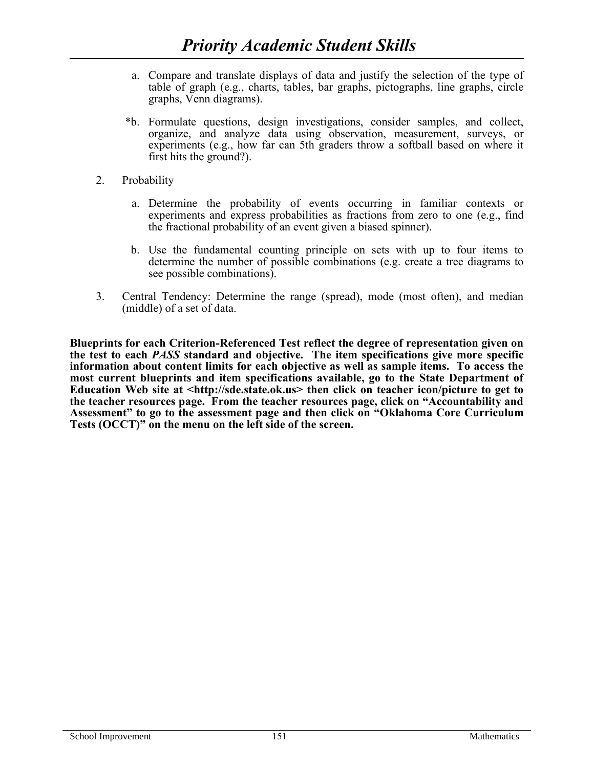a. Compare and translate displays of data and justify the selection of the type of table of graph (e.g., charts, tables, bar graphs, pictographs, line graphs, circle graphs, Venn diagrams).

*b. Formulate questions, design investigations, consider samples, and collect, organize, and analyze data using observation, measurement, surveys, or experiments (e.g., how far can 5th graders throw a softball based on where it first hits the ground?).

2. Probability

   a. Determine the probability of events occurring in familiar contexts or experiments and express probabilities as fractions from zero to one (e.g., find the fractional probability of an event given a biased spinner).

   b. Use the fundamental counting principle on sets with up to four items to determine the number of possible combinations (e.g. create a tree diagrams to see possible combinations).

3. Central Tendency: Determine the range (spread), mode (most often), and median (middle) of a set of data.

**Blueprints for each Criterion-Referenced Test reflect the degree of representation given on the test to each *PASS* standard and objective. The item specifications give more specific information about content limits for each objective as well as sample items. To access the most current blueprints and item specifications available, go to the State Department of Education Web site at <http://sde.state.ok.us> then click on teacher icon/picture to get to the teacher resources page. From the teacher resources page, click on "Accountability and Assessment" to go to the assessment page and then click on "Oklahoma Core Curriculum Tests (OCCT)" on the menu on the left side of the screen.**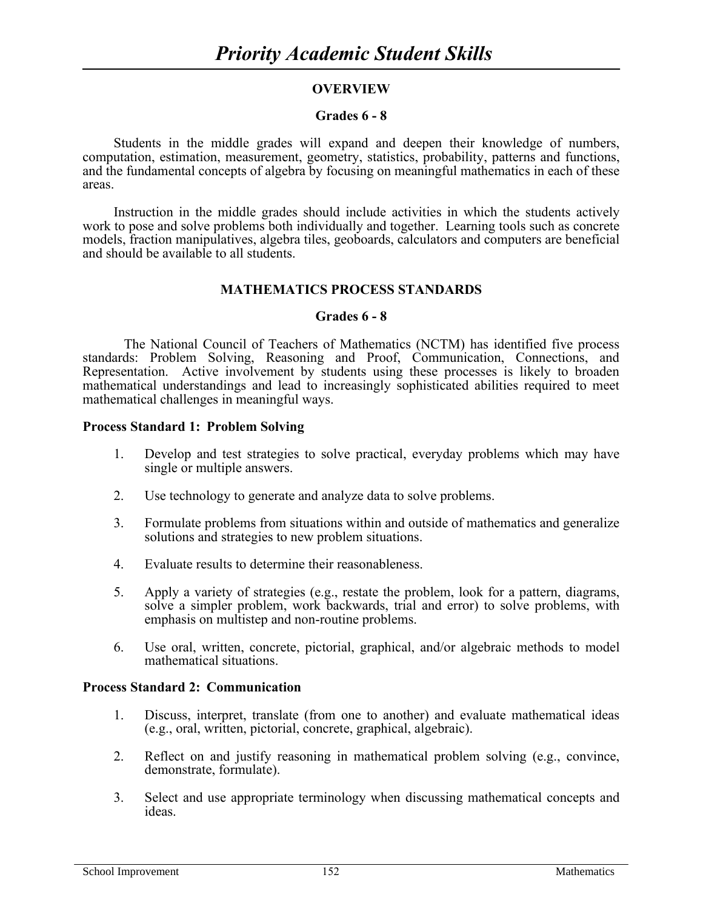# *Priority Academic Student Skills*

## OVERVIEW

### Grades 6 - 8

Students in the middle grades will expand and deepen their knowledge of numbers, computation, estimation, measurement, geometry, statistics, probability, patterns and functions, and the fundamental concepts of algebra by focusing on meaningful mathematics in each of these areas.

Instruction in the middle grades should include activities in which the students actively work to pose and solve problems both individually and together. Learning tools such as concrete models, fraction manipulatives, algebra tiles, geoboards, calculators and computers are beneficial and should be available to all students.

## MATHEMATICS PROCESS STANDARDS

### Grades 6 - 8

The National Council of Teachers of Mathematics (NCTM) has identified five process standards: Problem Solving, Reasoning and Proof, Communication, Connections, and Representation. Active involvement by students using these processes is likely to broaden mathematical understandings and lead to increasingly sophisticated abilities required to meet mathematical challenges in meaningful ways.

**Process Standard 1: Problem Solving**

1. Develop and test strategies to solve practical, everyday problems which may have single or multiple answers.
2. Use technology to generate and analyze data to solve problems.
3. Formulate problems from situations within and outside of mathematics and generalize solutions and strategies to new problem situations.
4. Evaluate results to determine their reasonableness.
5. Apply a variety of strategies (e.g., restate the problem, look for a pattern, diagrams, solve a simpler problem, work backwards, trial and error) to solve problems, with emphasis on multistep and non-routine problems.
6. Use oral, written, concrete, pictorial, graphical, and/or algebraic methods to model mathematical situations.

**Process Standard 2: Communication**

1. Discuss, interpret, translate (from one to another) and evaluate mathematical ideas (e.g., oral, written, pictorial, concrete, graphical, algebraic).
2. Reflect on and justify reasoning in mathematical problem solving (e.g., convince, demonstrate, formulate).
3. Select and use appropriate terminology when discussing mathematical concepts and ideas.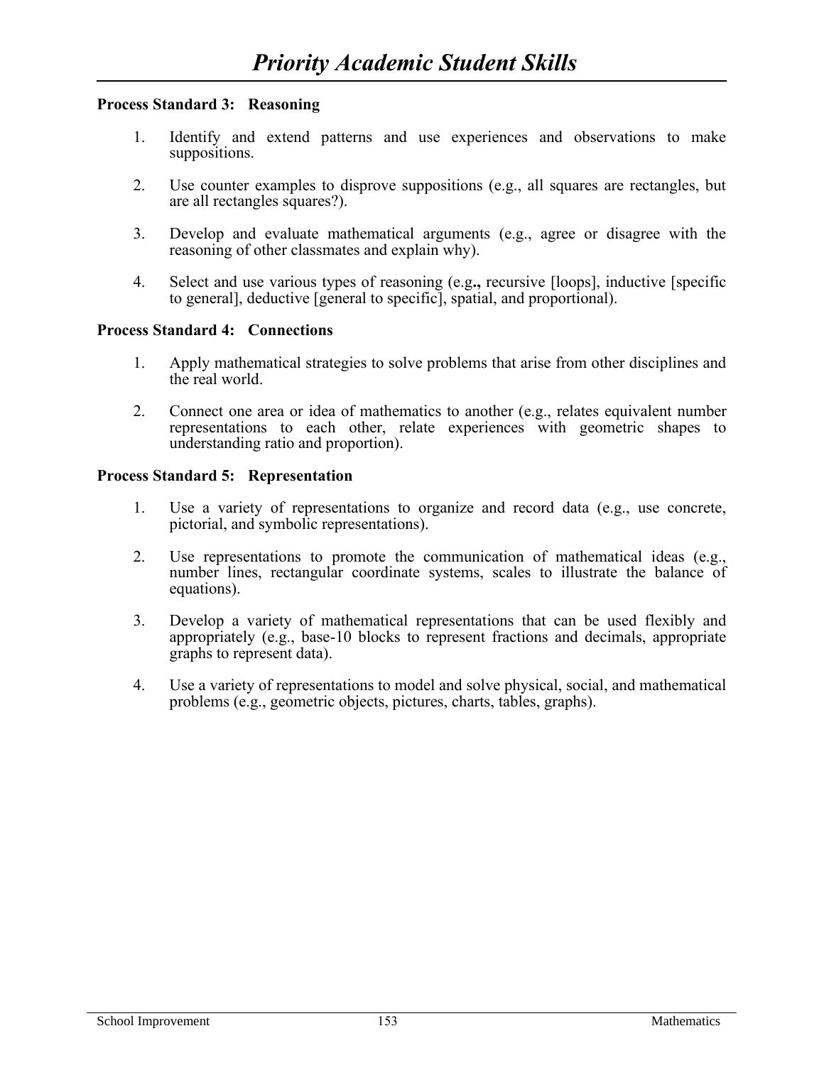# *Priority Academic Student Skills*

**Process Standard 3: Reasoning**

1. Identify and extend patterns and use experiences and observations to make suppositions.

2. Use counter examples to disprove suppositions (e.g., all squares are rectangles, but are all rectangles squares?).

3. Develop and evaluate mathematical arguments (e.g., agree or disagree with the reasoning of other classmates and explain why).

4. Select and use various types of reasoning (e.g**.,** recursive [loops], inductive [specific to general], deductive [general to specific], spatial, and proportional).

**Process Standard 4: Connections**

1. Apply mathematical strategies to solve problems that arise from other disciplines and the real world.

2. Connect one area or idea of mathematics to another (e.g., relates equivalent number representations to each other, relate experiences with geometric shapes to understanding ratio and proportion).

**Process Standard 5: Representation**

1. Use a variety of representations to organize and record data (e.g., use concrete, pictorial, and symbolic representations).

2. Use representations to promote the communication of mathematical ideas (e.g., number lines, rectangular coordinate systems, scales to illustrate the balance of equations).

3. Develop a variety of mathematical representations that can be used flexibly and appropriately (e.g., base-10 blocks to represent fractions and decimals, appropriate graphs to represent data).

4. Use a variety of representations to model and solve physical, social, and mathematical problems (e.g., geometric objects, pictures, charts, tables, graphs).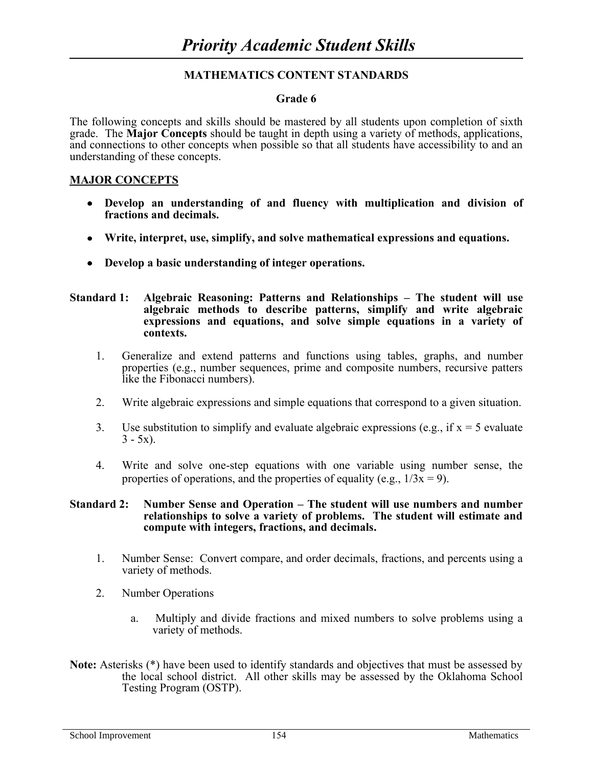# *Priority Academic Student Skills*

## MATHEMATICS CONTENT STANDARDS

### Grade 6

The following concepts and skills should be mastered by all students upon completion of sixth grade. The **Major Concepts** should be taught in depth using a variety of methods, applications, and connections to other concepts when possible so that all students have accessibility to and an understanding of these concepts.

**MAJOR CONCEPTS**

- **Develop an understanding of and fluency with multiplication and division of fractions and decimals.**
- **Write, interpret, use, simplify, and solve mathematical expressions and equations.**
- **Develop a basic understanding of integer operations.**

**Standard 1: Algebraic Reasoning: Patterns and Relationships – The student will use algebraic methods to describe patterns, simplify and write algebraic expressions and equations, and solve simple equations in a variety of contexts.**

1. Generalize and extend patterns and functions using tables, graphs, and number properties (e.g., number sequences, prime and composite numbers, recursive patters like the Fibonacci numbers).
2. Write algebraic expressions and simple equations that correspond to a given situation.
3. Use substitution to simplify and evaluate algebraic expressions (e.g., if $x = 5$ evaluate $3 - 5x$).
4. Write and solve one-step equations with one variable using number sense, the properties of operations, and the properties of equality (e.g., $1/3x = 9$).

**Standard 2: Number Sense and Operation – The student will use numbers and number relationships to solve a variety of problems. The student will estimate and compute with integers, fractions, and decimals.**

1. Number Sense: Convert compare, and order decimals, fractions, and percents using a variety of methods.
2. Number Operations
   a. Multiply and divide fractions and mixed numbers to solve problems using a variety of methods.

**Note:** Asterisks (*) have been used to identify standards and objectives that must be assessed by the local school district. All other skills may be assessed by the Oklahoma School Testing Program (OSTP).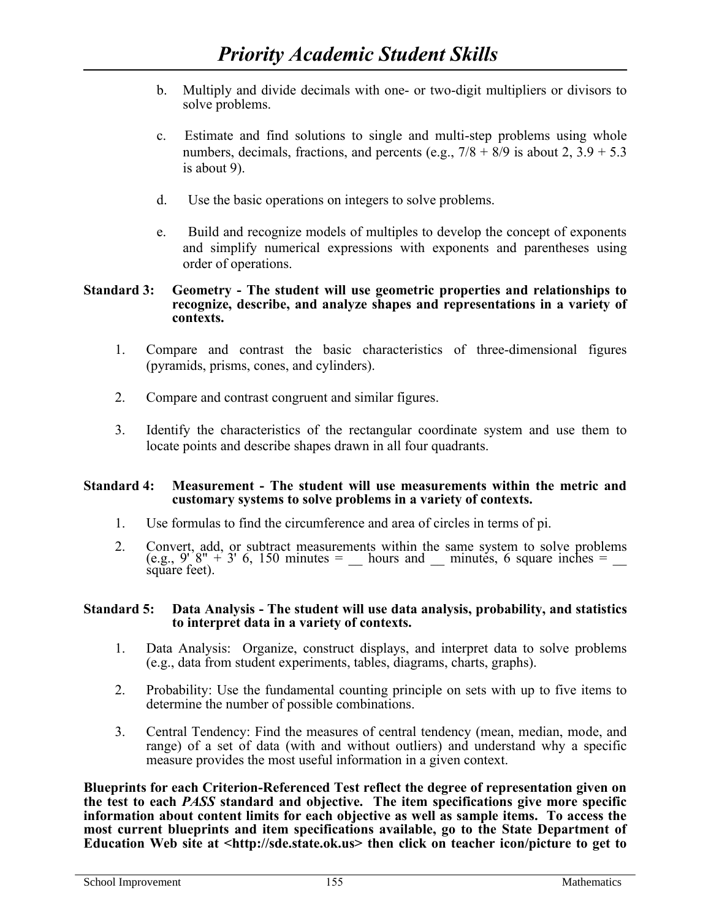b. Multiply and divide decimals with one- or two-digit multipliers or divisors to solve problems.

c. Estimate and find solutions to single and multi-step problems using whole numbers, decimals, fractions, and percents (e.g., 7/8 + 8/9 is about 2, 3.9 + 5.3 is about 9).

d. Use the basic operations on integers to solve problems.

e. Build and recognize models of multiples to develop the concept of exponents and simplify numerical expressions with exponents and parentheses using order of operations.

**Standard 3: Geometry - The student will use geometric properties and relationships to recognize, describe, and analyze shapes and representations in a variety of contexts.**

1. Compare and contrast the basic characteristics of three-dimensional figures (pyramids, prisms, cones, and cylinders).

2. Compare and contrast congruent and similar figures.

3. Identify the characteristics of the rectangular coordinate system and use them to locate points and describe shapes drawn in all four quadrants.

**Standard 4: Measurement - The student will use measurements within the metric and customary systems to solve problems in a variety of contexts.**

1. Use formulas to find the circumference and area of circles in terms of pi.

2. Convert, add, or subtract measurements within the same system to solve problems (e.g., 9' 8" + 3' 6, 150 minutes = __ hours and __ minutes, 6 square inches = __ square feet).

**Standard 5: Data Analysis - The student will use data analysis, probability, and statistics to interpret data in a variety of contexts.**

1. Data Analysis: Organize, construct displays, and interpret data to solve problems (e.g., data from student experiments, tables, diagrams, charts, graphs).

2. Probability: Use the fundamental counting principle on sets with up to five items to determine the number of possible combinations.

3. Central Tendency: Find the measures of central tendency (mean, median, mode, and range) of a set of data (with and without outliers) and understand why a specific measure provides the most useful information in a given context.

**Blueprints for each Criterion-Referenced Test reflect the degree of representation given on the test to each *PASS* standard and objective. The item specifications give more specific information about content limits for each objective as well as sample items. To access the most current blueprints and item specifications available, go to the State Department of Education Web site at <http://sde.state.ok.us> then click on teacher icon/picture to get to**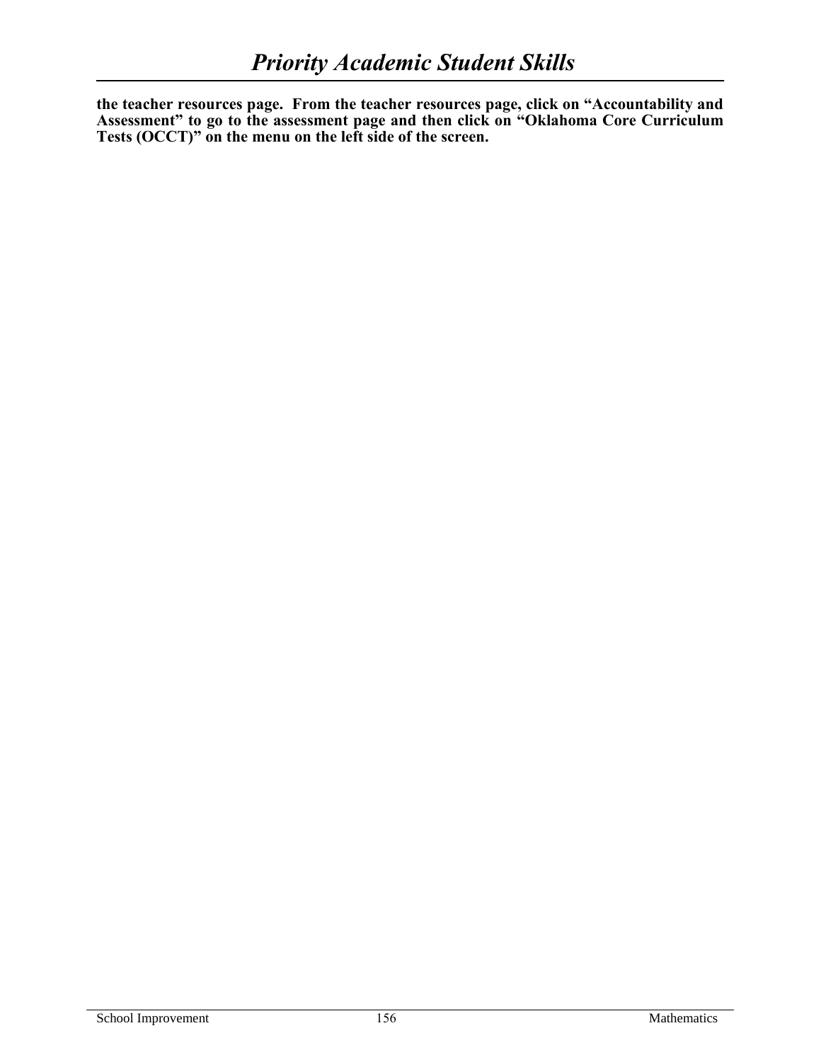**the teacher resources page. From the teacher resources page, click on "Accountability and Assessment" to go to the assessment page and then click on "Oklahoma Core Curriculum Tests (OCCT)" on the menu on the left side of the screen.**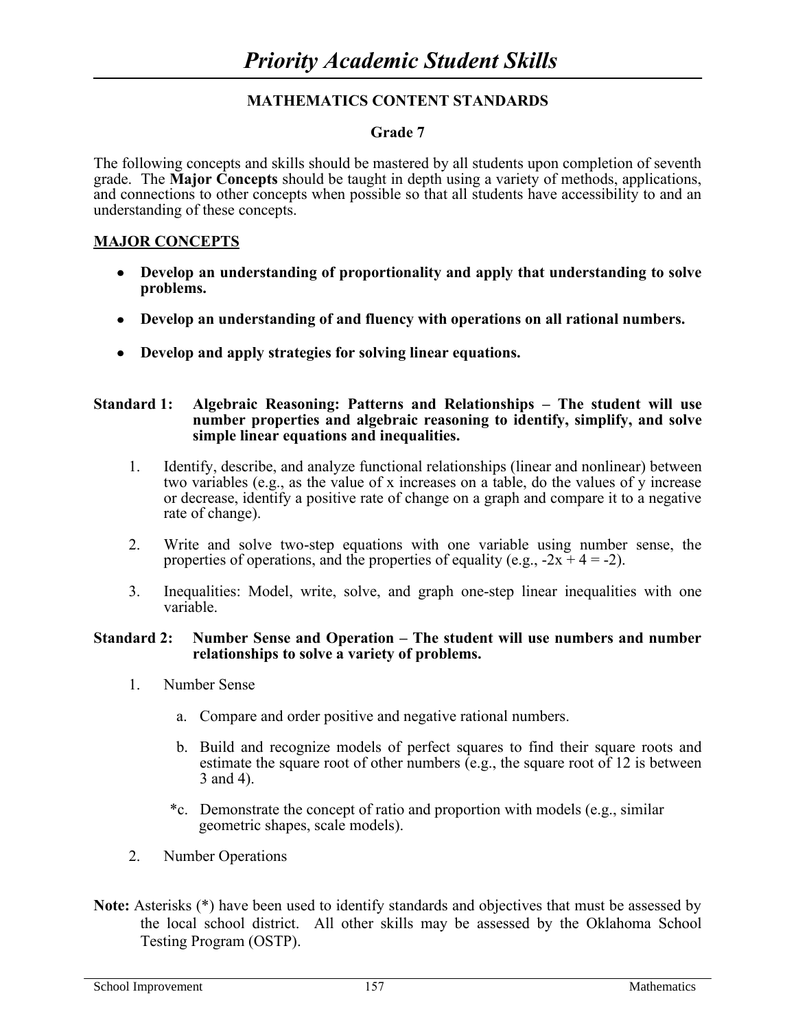# *Priority Academic Student Skills*

**MATHEMATICS CONTENT STANDARDS**

**Grade 7**

The following concepts and skills should be mastered by all students upon completion of seventh grade. The **Major Concepts** should be taught in depth using a variety of methods, applications, and connections to other concepts when possible so that all students have accessibility to and an understanding of these concepts.

**MAJOR CONCEPTS**

- **Develop an understanding of proportionality and apply that understanding to solve problems.**
- **Develop an understanding of and fluency with operations on all rational numbers.**
- **Develop and apply strategies for solving linear equations.**

**Standard 1: Algebraic Reasoning: Patterns and Relationships – The student will use number properties and algebraic reasoning to identify, simplify, and solve simple linear equations and inequalities.**

1. Identify, describe, and analyze functional relationships (linear and nonlinear) between two variables (e.g., as the value of x increases on a table, do the values of y increase or decrease, identify a positive rate of change on a graph and compare it to a negative rate of change).
2. Write and solve two-step equations with one variable using number sense, the properties of operations, and the properties of equality (e.g., $-2x + 4 = -2$).
3. Inequalities: Model, write, solve, and graph one-step linear inequalities with one variable.

**Standard 2: Number Sense and Operation – The student will use numbers and number relationships to solve a variety of problems.**

1. Number Sense
   a. Compare and order positive and negative rational numbers.
   b. Build and recognize models of perfect squares to find their square roots and estimate the square root of other numbers (e.g., the square root of 12 is between 3 and 4).
   *c. Demonstrate the concept of ratio and proportion with models (e.g., similar geometric shapes, scale models).
2. Number Operations

**Note:** Asterisks (*) have been used to identify standards and objectives that must be assessed by the local school district. All other skills may be assessed by the Oklahoma School Testing Program (OSTP).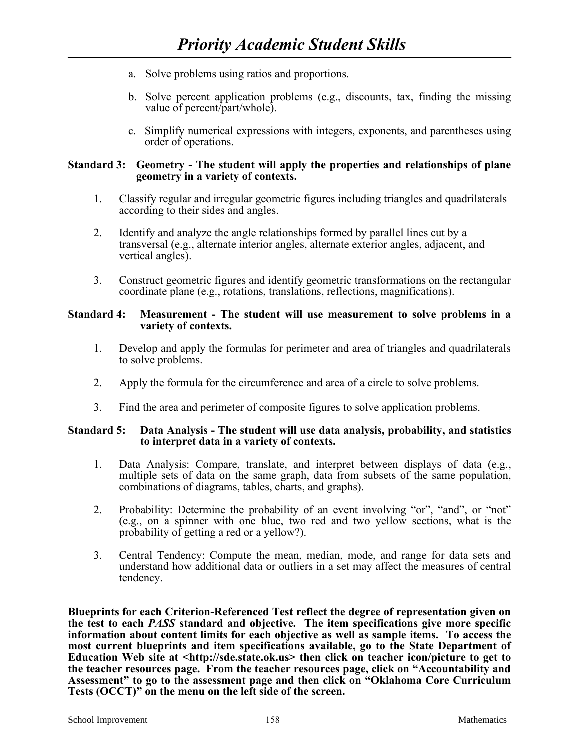a. Solve problems using ratios and proportions.

b. Solve percent application problems (e.g., discounts, tax, finding the missing value of percent/part/whole).

c. Simplify numerical expressions with integers, exponents, and parentheses using order of operations.

**Standard 3: Geometry - The student will apply the properties and relationships of plane geometry in a variety of contexts.**

1. Classify regular and irregular geometric figures including triangles and quadrilaterals according to their sides and angles.

2. Identify and analyze the angle relationships formed by parallel lines cut by a transversal (e.g., alternate interior angles, alternate exterior angles, adjacent, and vertical angles).

3. Construct geometric figures and identify geometric transformations on the rectangular coordinate plane (e.g., rotations, translations, reflections, magnifications).

**Standard 4: Measurement - The student will use measurement to solve problems in a variety of contexts.**

1. Develop and apply the formulas for perimeter and area of triangles and quadrilaterals to solve problems.

2. Apply the formula for the circumference and area of a circle to solve problems.

3. Find the area and perimeter of composite figures to solve application problems.

**Standard 5: Data Analysis - The student will use data analysis, probability, and statistics to interpret data in a variety of contexts.**

1. Data Analysis: Compare, translate, and interpret between displays of data (e.g., multiple sets of data on the same graph, data from subsets of the same population, combinations of diagrams, tables, charts, and graphs).

2. Probability: Determine the probability of an event involving "or", "and", or "not" (e.g., on a spinner with one blue, two red and two yellow sections, what is the probability of getting a red or a yellow?).

3. Central Tendency: Compute the mean, median, mode, and range for data sets and understand how additional data or outliers in a set may affect the measures of central tendency.

**Blueprints for each Criterion-Referenced Test reflect the degree of representation given on the test to each *PASS* standard and objective. The item specifications give more specific information about content limits for each objective as well as sample items. To access the most current blueprints and item specifications available, go to the State Department of Education Web site at <http://sde.state.ok.us> then click on teacher icon/picture to get to the teacher resources page. From the teacher resources page, click on "Accountability and Assessment" to go to the assessment page and then click on "Oklahoma Core Curriculum Tests (OCCT)" on the menu on the left side of the screen.**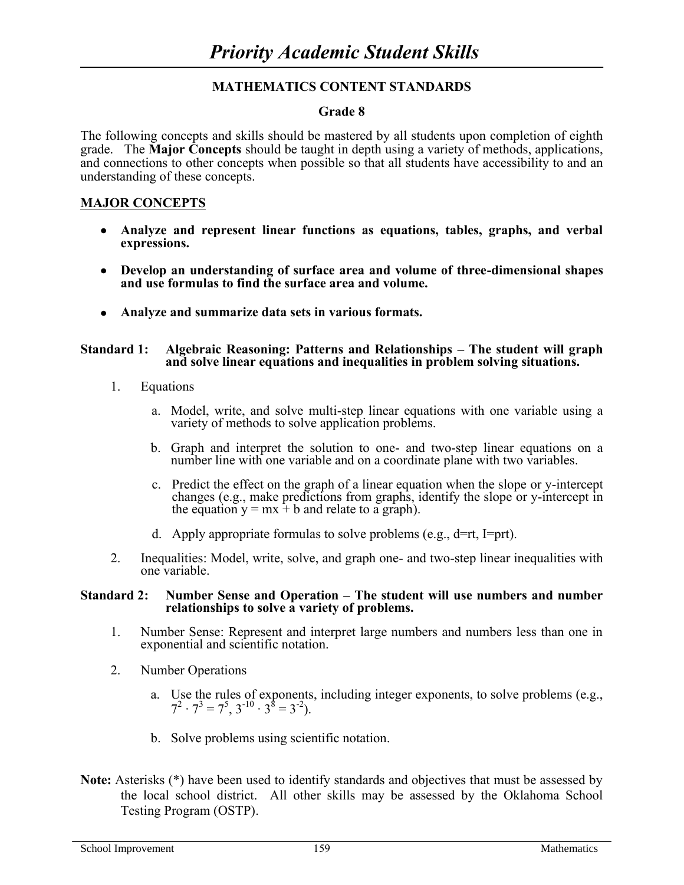# *Priority Academic Student Skills*

## MATHEMATICS CONTENT STANDARDS

### Grade 8

The following concepts and skills should be mastered by all students upon completion of eighth grade. The **Major Concepts** should be taught in depth using a variety of methods, applications, and connections to other concepts when possible so that all students have accessibility to and an understanding of these concepts.

**MAJOR CONCEPTS**

- **Analyze and represent linear functions as equations, tables, graphs, and verbal expressions.**
- **Develop an understanding of surface area and volume of three-dimensional shapes and use formulas to find the surface area and volume.**
- **Analyze and summarize data sets in various formats.**

**Standard 1: Algebraic Reasoning: Patterns and Relationships – The student will graph and solve linear equations and inequalities in problem solving situations.**

1. Equations
   a. Model, write, and solve multi-step linear equations with one variable using a variety of methods to solve application problems.
   b. Graph and interpret the solution to one- and two-step linear equations on a number line with one variable and on a coordinate plane with two variables.
   c. Predict the effect on the graph of a linear equation when the slope or y-intercept changes (e.g., make predictions from graphs, identify the slope or y-intercept in the equation $y = mx + b$ and relate to a graph).
   d. Apply appropriate formulas to solve problems (e.g., $d=rt$, $I=prt$).
2. Inequalities: Model, write, solve, and graph one- and two-step linear inequalities with one variable.

**Standard 2: Number Sense and Operation – The student will use numbers and number relationships to solve a variety of problems.**

1. Number Sense: Represent and interpret large numbers and numbers less than one in exponential and scientific notation.
2. Number Operations
   a. Use the rules of exponents, including integer exponents, to solve problems (e.g., $7^2 \cdot 7^3 = 7^5$, $3^{-10} \cdot 3^8 = 3^{-2}$).
   b. Solve problems using scientific notation.

**Note:** Asterisks (*) have been used to identify standards and objectives that must be assessed by the local school district. All other skills may be assessed by the Oklahoma School Testing Program (OSTP).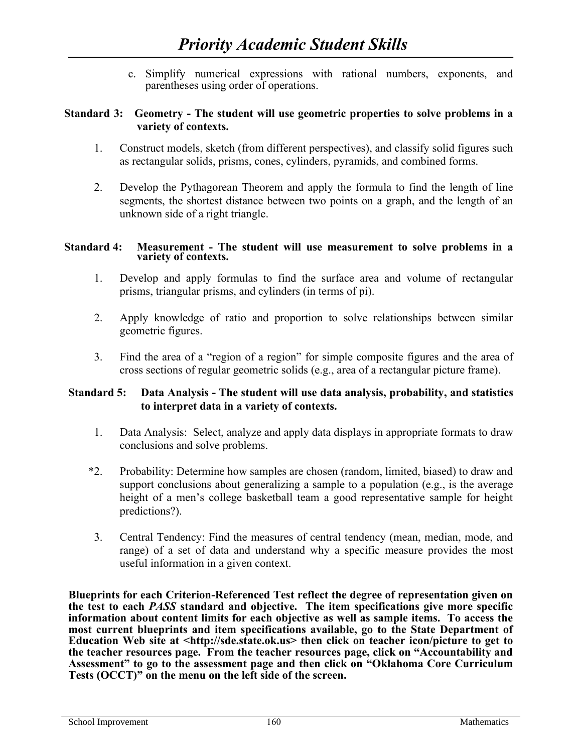c. Simplify numerical expressions with rational numbers, exponents, and parentheses using order of operations.

**Standard 3: Geometry - The student will use geometric properties to solve problems in a variety of contexts.**

1. Construct models, sketch (from different perspectives), and classify solid figures such as rectangular solids, prisms, cones, cylinders, pyramids, and combined forms.

2. Develop the Pythagorean Theorem and apply the formula to find the length of line segments, the shortest distance between two points on a graph, and the length of an unknown side of a right triangle.

**Standard 4: Measurement - The student will use measurement to solve problems in a variety of contexts.**

1. Develop and apply formulas to find the surface area and volume of rectangular prisms, triangular prisms, and cylinders (in terms of pi).

2. Apply knowledge of ratio and proportion to solve relationships between similar geometric figures.

3. Find the area of a "region of a region" for simple composite figures and the area of cross sections of regular geometric solids (e.g., area of a rectangular picture frame).

**Standard 5: Data Analysis - The student will use data analysis, probability, and statistics to interpret data in a variety of contexts.**

1. Data Analysis: Select, analyze and apply data displays in appropriate formats to draw conclusions and solve problems.

*2. Probability: Determine how samples are chosen (random, limited, biased) to draw and support conclusions about generalizing a sample to a population (e.g., is the average height of a men's college basketball team a good representative sample for height predictions?).

3. Central Tendency: Find the measures of central tendency (mean, median, mode, and range) of a set of data and understand why a specific measure provides the most useful information in a given context.

**Blueprints for each Criterion-Referenced Test reflect the degree of representation given on the test to each *PASS* standard and objective. The item specifications give more specific information about content limits for each objective as well as sample items. To access the most current blueprints and item specifications available, go to the State Department of Education Web site at <http://sde.state.ok.us> then click on teacher icon/picture to get to the teacher resources page. From the teacher resources page, click on "Accountability and Assessment" to go to the assessment page and then click on "Oklahoma Core Curriculum Tests (OCCT)" on the menu on the left side of the screen.**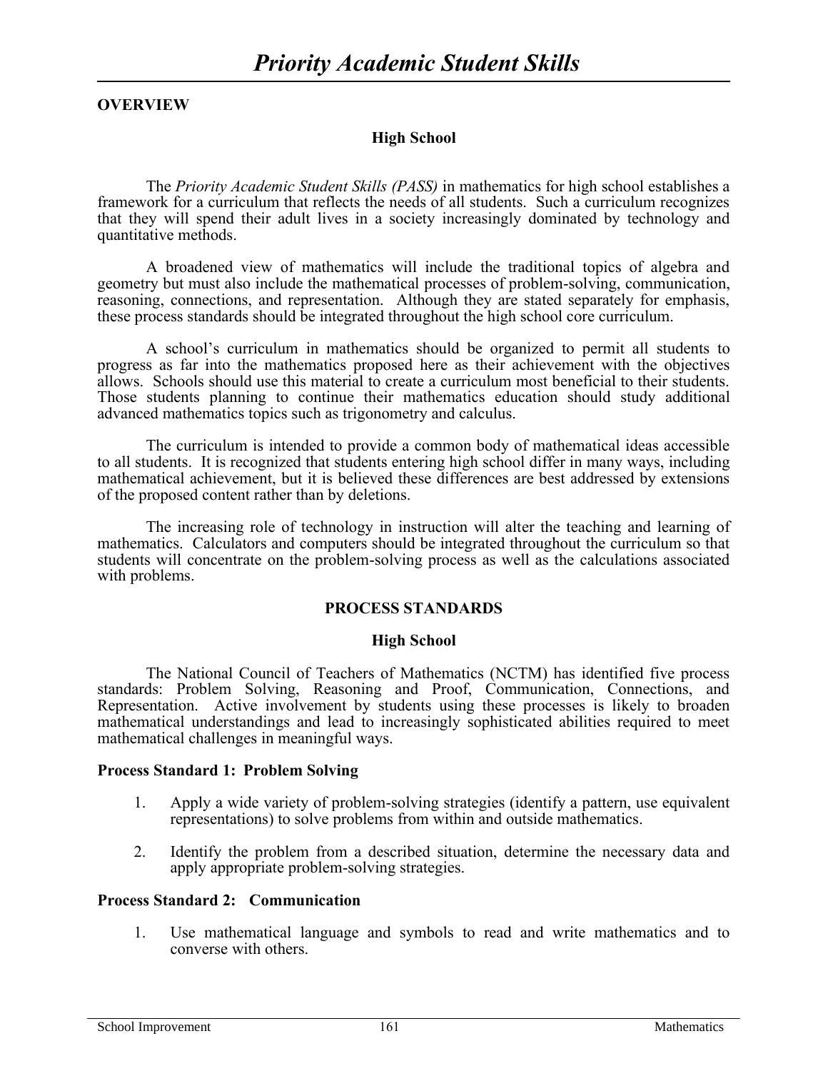# *Priority Academic Student Skills*

**OVERVIEW**

**High School**

The *Priority Academic Student Skills (PASS)* in mathematics for high school establishes a framework for a curriculum that reflects the needs of all students. Such a curriculum recognizes that they will spend their adult lives in a society increasingly dominated by technology and quantitative methods.

A broadened view of mathematics will include the traditional topics of algebra and geometry but must also include the mathematical processes of problem-solving, communication, reasoning, connections, and representation. Although they are stated separately for emphasis, these process standards should be integrated throughout the high school core curriculum.

A school's curriculum in mathematics should be organized to permit all students to progress as far into the mathematics proposed here as their achievement with the objectives allows. Schools should use this material to create a curriculum most beneficial to their students. Those students planning to continue their mathematics education should study additional advanced mathematics topics such as trigonometry and calculus.

The curriculum is intended to provide a common body of mathematical ideas accessible to all students. It is recognized that students entering high school differ in many ways, including mathematical achievement, but it is believed these differences are best addressed by extensions of the proposed content rather than by deletions.

The increasing role of technology in instruction will alter the teaching and learning of mathematics. Calculators and computers should be integrated throughout the curriculum so that students will concentrate on the problem-solving process as well as the calculations associated with problems.

**PROCESS STANDARDS**

**High School**

The National Council of Teachers of Mathematics (NCTM) has identified five process standards: Problem Solving, Reasoning and Proof, Communication, Connections, and Representation. Active involvement by students using these processes is likely to broaden mathematical understandings and lead to increasingly sophisticated abilities required to meet mathematical challenges in meaningful ways.

**Process Standard 1: Problem Solving**

1. Apply a wide variety of problem-solving strategies (identify a pattern, use equivalent representations) to solve problems from within and outside mathematics.

2. Identify the problem from a described situation, determine the necessary data and apply appropriate problem-solving strategies.

**Process Standard 2: Communication**

1. Use mathematical language and symbols to read and write mathematics and to converse with others.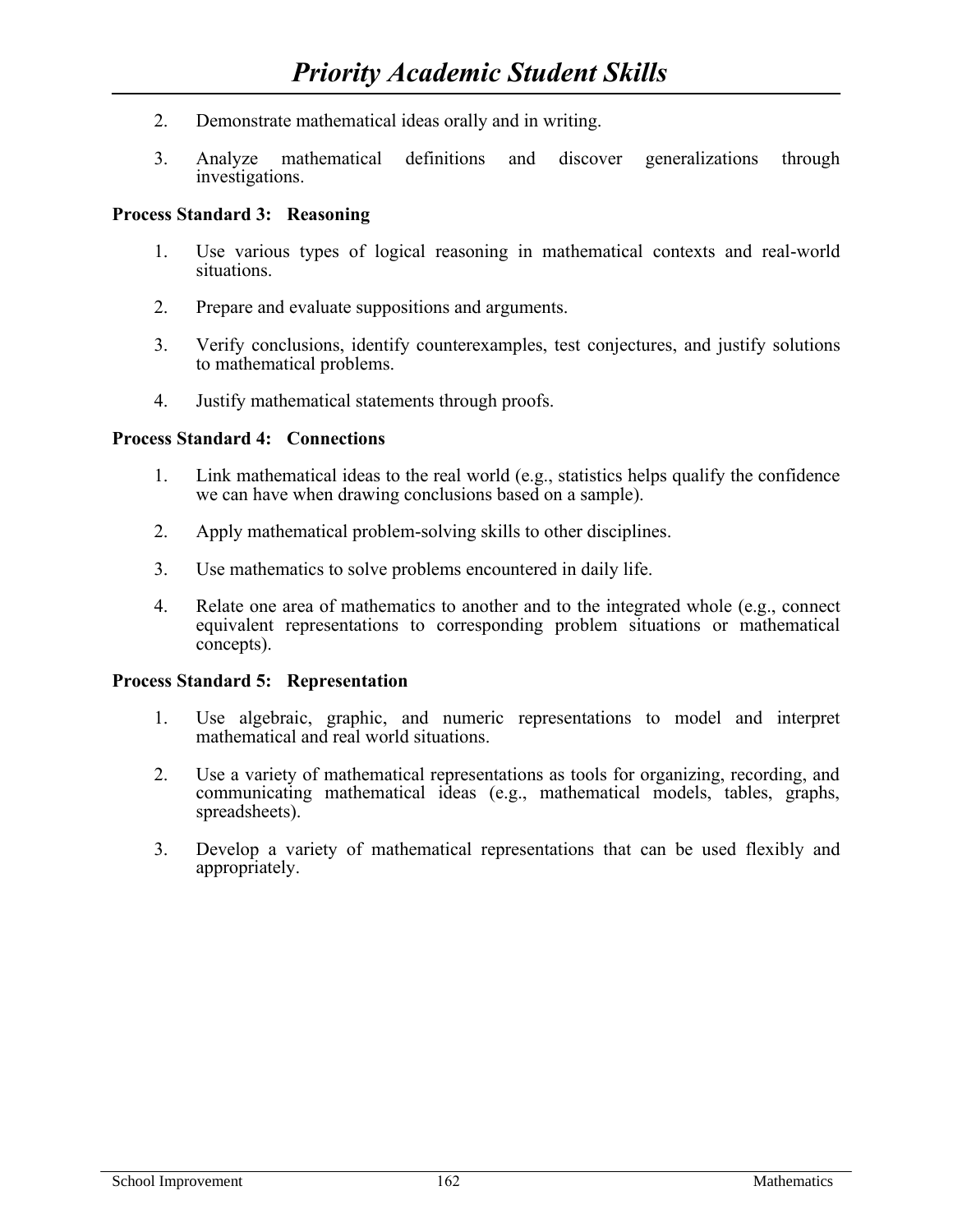2. Demonstrate mathematical ideas orally and in writing.

3. Analyze mathematical definitions and discover generalizations through investigations.

**Process Standard 3: Reasoning**

1. Use various types of logical reasoning in mathematical contexts and real-world situations.

2. Prepare and evaluate suppositions and arguments.

3. Verify conclusions, identify counterexamples, test conjectures, and justify solutions to mathematical problems.

4. Justify mathematical statements through proofs.

**Process Standard 4: Connections**

1. Link mathematical ideas to the real world (e.g., statistics helps qualify the confidence we can have when drawing conclusions based on a sample).

2. Apply mathematical problem-solving skills to other disciplines.

3. Use mathematics to solve problems encountered in daily life.

4. Relate one area of mathematics to another and to the integrated whole (e.g., connect equivalent representations to corresponding problem situations or mathematical concepts).

**Process Standard 5: Representation**

1. Use algebraic, graphic, and numeric representations to model and interpret mathematical and real world situations.

2. Use a variety of mathematical representations as tools for organizing, recording, and communicating mathematical ideas (e.g., mathematical models, tables, graphs, spreadsheets).

3. Develop a variety of mathematical representations that can be used flexibly and appropriately.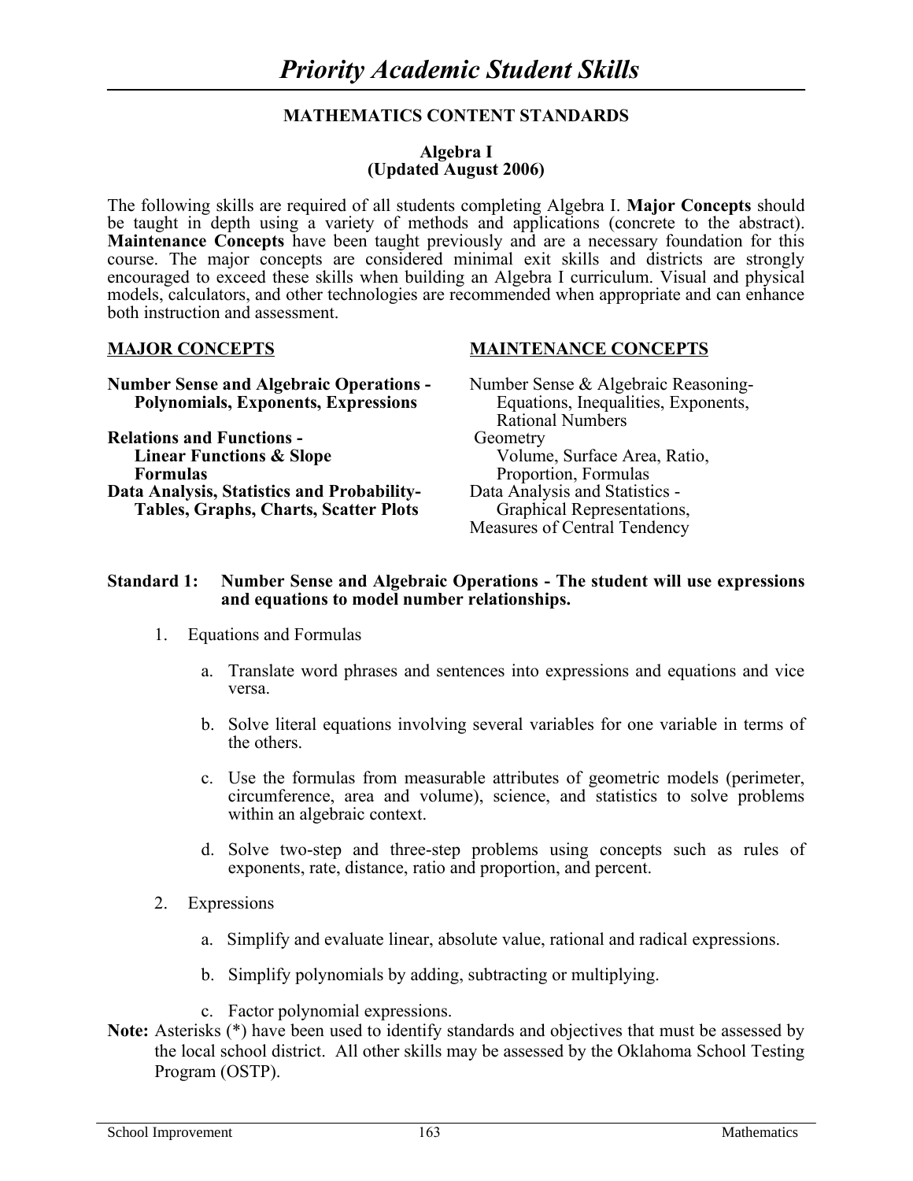# *Priority Academic Student Skills*

## MATHEMATICS CONTENT STANDARDS

### Algebra I
### (Updated August 2006)

The following skills are required of all students completing Algebra I. **Major Concepts** should be taught in depth using a variety of methods and applications (concrete to the abstract). **Maintenance Concepts** have been taught previously and are a necessary foundation for this course. The major concepts are considered minimal exit skills and districts are strongly encouraged to exceed these skills when building an Algebra I curriculum. Visual and physical models, calculators, and other technologies are recommended when appropriate and can enhance both instruction and assessment.

| **MAJOR CONCEPTS** | **MAINTENANCE CONCEPTS** |
|---|---|
| **Number Sense and Algebraic Operations - Polynomials, Exponents, Expressions** | Number Sense & Algebraic Reasoning- Equations, Inequalities, Exponents, Rational Numbers |
| **Relations and Functions - Linear Functions & Slope Formulas** | Geometry Volume, Surface Area, Ratio, Proportion, Formulas |
| **Data Analysis, Statistics and Probability- Tables, Graphs, Charts, Scatter Plots** | Data Analysis and Statistics - Graphical Representations, Measures of Central Tendency |

**Standard 1: Number Sense and Algebraic Operations - The student will use expressions and equations to model number relationships.**

1. Equations and Formulas

    a. Translate word phrases and sentences into expressions and equations and vice versa.

    b. Solve literal equations involving several variables for one variable in terms of the others.

    c. Use the formulas from measurable attributes of geometric models (perimeter, circumference, area and volume), science, and statistics to solve problems within an algebraic context.

    d. Solve two-step and three-step problems using concepts such as rules of exponents, rate, distance, ratio and proportion, and percent.

2. Expressions

    a. Simplify and evaluate linear, absolute value, rational and radical expressions.

    b. Simplify polynomials by adding, subtracting or multiplying.

    c. Factor polynomial expressions.

**Note:** Asterisks (*) have been used to identify standards and objectives that must be assessed by the local school district. All other skills may be assessed by the Oklahoma School Testing Program (OSTP).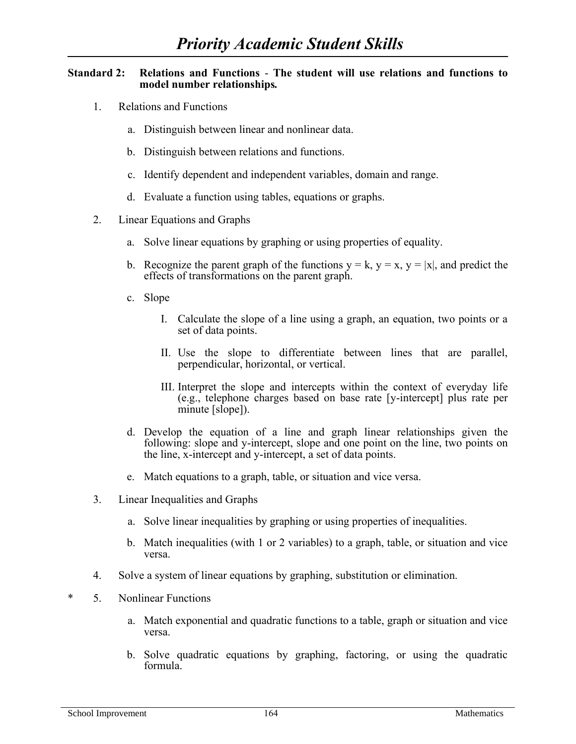# *Priority Academic Student Skills*

**Standard 2: Relations and Functions - The student will use relations and functions to model number relationships.**

1. Relations and Functions

   a. Distinguish between linear and nonlinear data.

   b. Distinguish between relations and functions.

   c. Identify dependent and independent variables, domain and range.

   d. Evaluate a function using tables, equations or graphs.

2. Linear Equations and Graphs

   a. Solve linear equations by graphing or using properties of equality.

   b. Recognize the parent graph of the functions $y = k$, $y = x$, $y = |x|$, and predict the effects of transformations on the parent graph.

   c. Slope

      I. Calculate the slope of a line using a graph, an equation, two points or a set of data points.

      II. Use the slope to differentiate between lines that are parallel, perpendicular, horizontal, or vertical.

      III. Interpret the slope and intercepts within the context of everyday life (e.g., telephone charges based on base rate [y-intercept] plus rate per minute [slope]).

   d. Develop the equation of a line and graph linear relationships given the following: slope and y-intercept, slope and one point on the line, two points on the line, x-intercept and y-intercept, a set of data points.

   e. Match equations to a graph, table, or situation and vice versa.

3. Linear Inequalities and Graphs

   a. Solve linear inequalities by graphing or using properties of inequalities.

   b. Match inequalities (with 1 or 2 variables) to a graph, table, or situation and vice versa.

4. Solve a system of linear equations by graphing, substitution or elimination.

\* 5. Nonlinear Functions

   a. Match exponential and quadratic functions to a table, graph or situation and vice versa.

   b. Solve quadratic equations by graphing, factoring, or using the quadratic formula.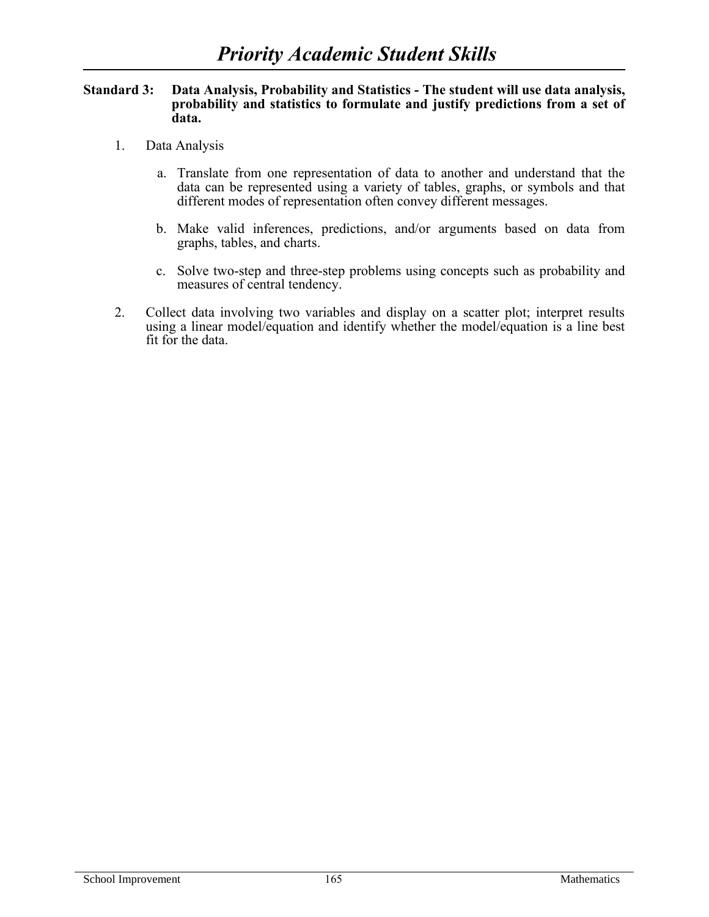# *Priority Academic Student Skills*

**Standard 3: Data Analysis, Probability and Statistics - The student will use data analysis, probability and statistics to formulate and justify predictions from a set of data.**

1. Data Analysis

   a. Translate from one representation of data to another and understand that the data can be represented using a variety of tables, graphs, or symbols and that different modes of representation often convey different messages.

   b. Make valid inferences, predictions, and/or arguments based on data from graphs, tables, and charts.

   c. Solve two-step and three-step problems using concepts such as probability and measures of central tendency.

2. Collect data involving two variables and display on a scatter plot; interpret results using a linear model/equation and identify whether the model/equation is a line best fit for the data.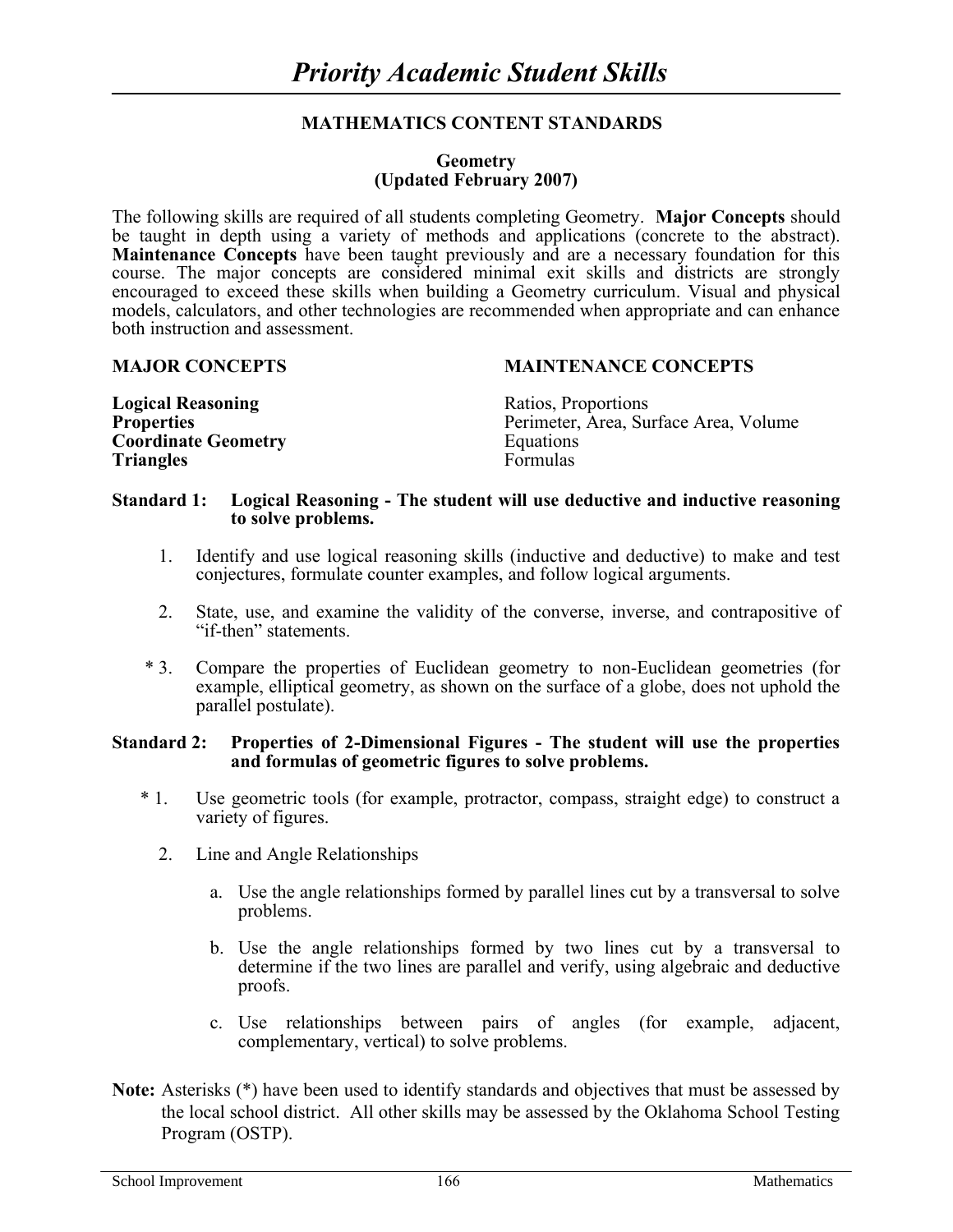# *Priority Academic Student Skills*

## MATHEMATICS CONTENT STANDARDS

### Geometry
### (Updated February 2007)

The following skills are required of all students completing Geometry. **Major Concepts** should be taught in depth using a variety of methods and applications (concrete to the abstract). **Maintenance Concepts** have been taught previously and are a necessary foundation for this course. The major concepts are considered minimal exit skills and districts are strongly encouraged to exceed these skills when building a Geometry curriculum. Visual and physical models, calculators, and other technologies are recommended when appropriate and can enhance both instruction and assessment.

| **MAJOR CONCEPTS** | **MAINTENANCE CONCEPTS** |
|---|---|
| **Logical Reasoning** | Ratios, Proportions |
| **Properties** | Perimeter, Area, Surface Area, Volume |
| **Coordinate Geometry** | Equations |
| **Triangles** | Formulas |

**Standard 1: Logical Reasoning - The student will use deductive and inductive reasoning to solve problems.**

1. Identify and use logical reasoning skills (inductive and deductive) to make and test conjectures, formulate counter examples, and follow logical arguments.

2. State, use, and examine the validity of the converse, inverse, and contrapositive of "if-then" statements.

\* 3. Compare the properties of Euclidean geometry to non-Euclidean geometries (for example, elliptical geometry, as shown on the surface of a globe, does not uphold the parallel postulate).

**Standard 2: Properties of 2-Dimensional Figures - The student will use the properties and formulas of geometric figures to solve problems.**

\* 1. Use geometric tools (for example, protractor, compass, straight edge) to construct a variety of figures.

2. Line and Angle Relationships

   a. Use the angle relationships formed by parallel lines cut by a transversal to solve problems.

   b. Use the angle relationships formed by two lines cut by a transversal to determine if the two lines are parallel and verify, using algebraic and deductive proofs.

   c. Use relationships between pairs of angles (for example, adjacent, complementary, vertical) to solve problems.

**Note:** Asterisks (*) have been used to identify standards and objectives that must be assessed by the local school district. All other skills may be assessed by the Oklahoma School Testing Program (OSTP).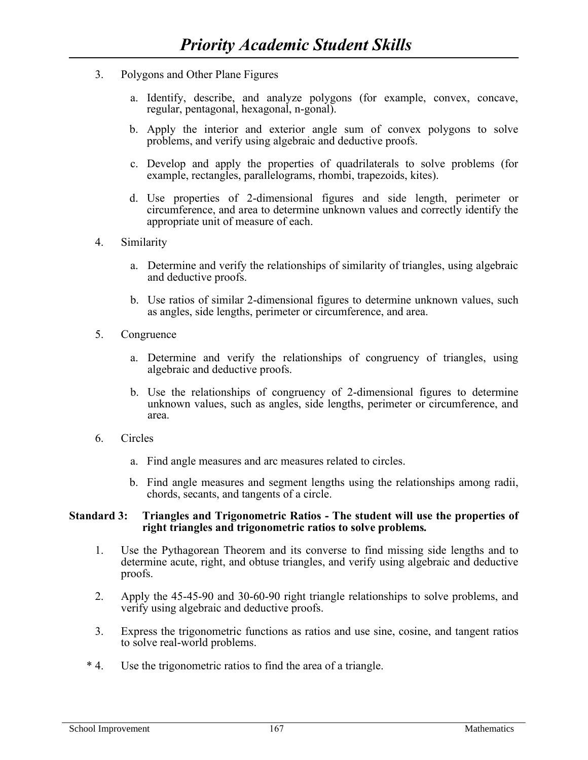3. Polygons and Other Plane Figures

   a. Identify, describe, and analyze polygons (for example, convex, concave, regular, pentagonal, hexagonal, n-gonal).

   b. Apply the interior and exterior angle sum of convex polygons to solve problems, and verify using algebraic and deductive proofs.

   c. Develop and apply the properties of quadrilaterals to solve problems (for example, rectangles, parallelograms, rhombi, trapezoids, kites).

   d. Use properties of 2-dimensional figures and side length, perimeter or circumference, and area to determine unknown values and correctly identify the appropriate unit of measure of each.

4. Similarity

   a. Determine and verify the relationships of similarity of triangles, using algebraic and deductive proofs.

   b. Use ratios of similar 2-dimensional figures to determine unknown values, such as angles, side lengths, perimeter or circumference, and area.

5. Congruence

   a. Determine and verify the relationships of congruency of triangles, using algebraic and deductive proofs.

   b. Use the relationships of congruency of 2-dimensional figures to determine unknown values, such as angles, side lengths, perimeter or circumference, and area.

6. Circles

   a. Find angle measures and arc measures related to circles.

   b. Find angle measures and segment lengths using the relationships among radii, chords, secants, and tangents of a circle.

**Standard 3: Triangles and Trigonometric Ratios - The student will use the properties of right triangles and trigonometric ratios to solve problems.**

1. Use the Pythagorean Theorem and its converse to find missing side lengths and to determine acute, right, and obtuse triangles, and verify using algebraic and deductive proofs.

2. Apply the 45-45-90 and 30-60-90 right triangle relationships to solve problems, and verify using algebraic and deductive proofs.

3. Express the trigonometric functions as ratios and use sine, cosine, and tangent ratios to solve real-world problems.

\* 4. Use the trigonometric ratios to find the area of a triangle.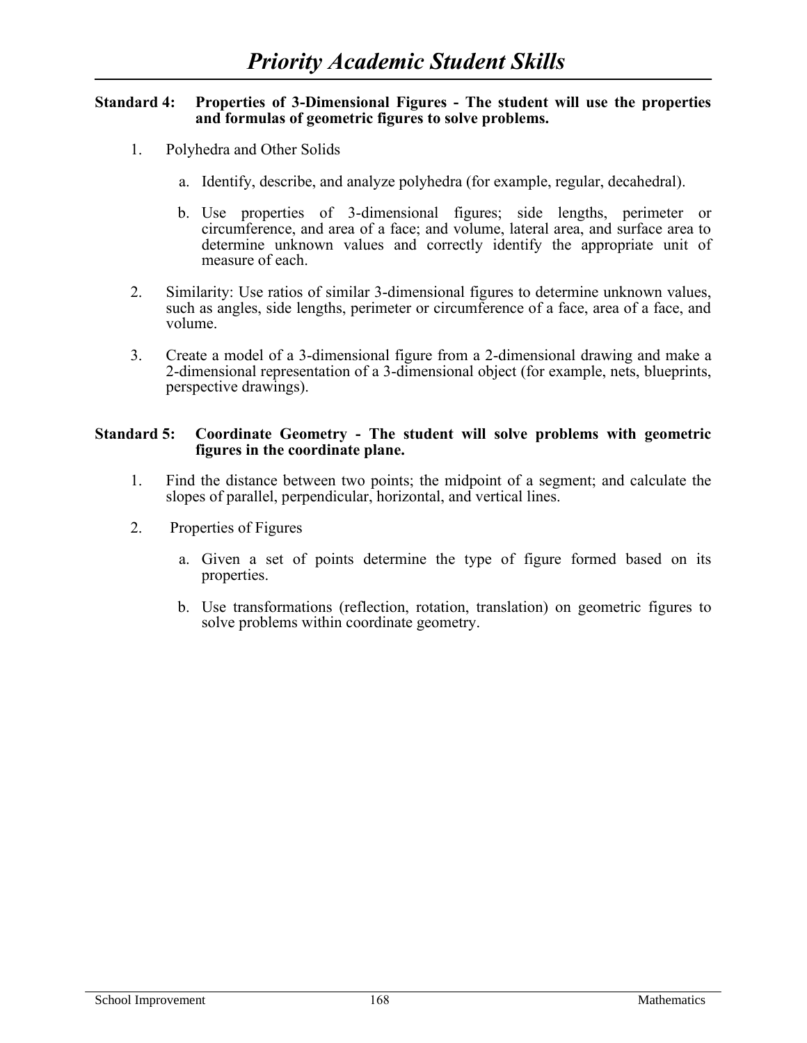# Priority Academic Student Skills

**Standard 4: Properties of 3-Dimensional Figures - The student will use the properties and formulas of geometric figures to solve problems.**

1. Polyhedra and Other Solids

   a. Identify, describe, and analyze polyhedra (for example, regular, decahedral).

   b. Use properties of 3-dimensional figures; side lengths, perimeter or circumference, and area of a face; and volume, lateral area, and surface area to determine unknown values and correctly identify the appropriate unit of measure of each.

2. Similarity: Use ratios of similar 3-dimensional figures to determine unknown values, such as angles, side lengths, perimeter or circumference of a face, area of a face, and volume.

3. Create a model of a 3-dimensional figure from a 2-dimensional drawing and make a 2-dimensional representation of a 3-dimensional object (for example, nets, blueprints, perspective drawings).

**Standard 5: Coordinate Geometry - The student will solve problems with geometric figures in the coordinate plane.**

1. Find the distance between two points; the midpoint of a segment; and calculate the slopes of parallel, perpendicular, horizontal, and vertical lines.

2. Properties of Figures

   a. Given a set of points determine the type of figure formed based on its properties.

   b. Use transformations (reflection, rotation, translation) on geometric figures to solve problems within coordinate geometry.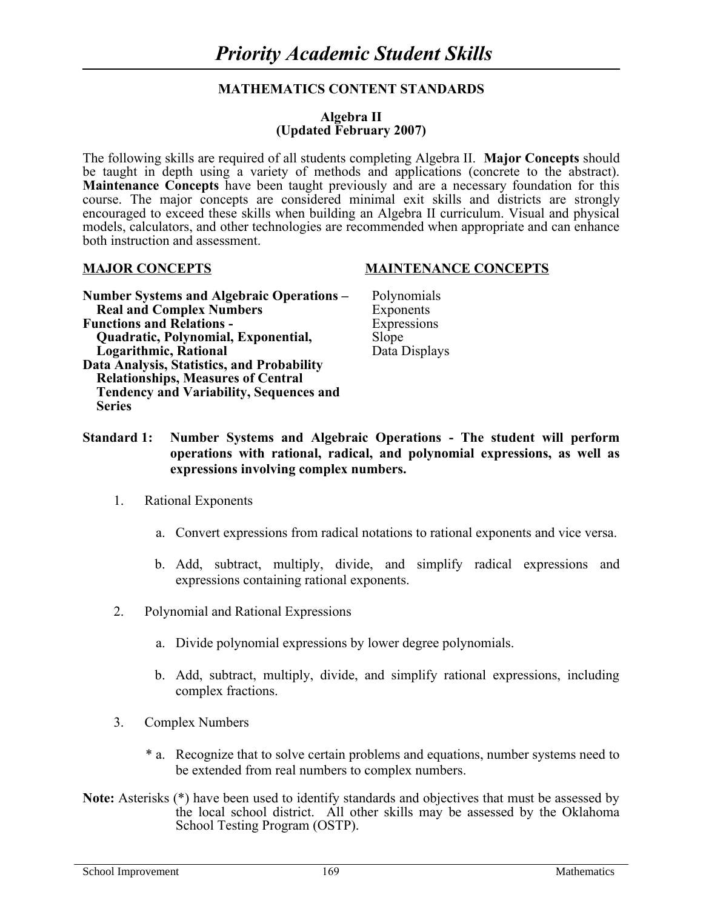# *Priority Academic Student Skills*

## MATHEMATICS CONTENT STANDARDS

### Algebra II
### (Updated February 2007)

The following skills are required of all students completing Algebra II. **Major Concepts** should be taught in depth using a variety of methods and applications (concrete to the abstract). **Maintenance Concepts** have been taught previously and are a necessary foundation for this course. The major concepts are considered minimal exit skills and districts are strongly encouraged to exceed these skills when building an Algebra II curriculum. Visual and physical models, calculators, and other technologies are recommended when appropriate and can enhance both instruction and assessment.

**MAJOR CONCEPTS**

**Number Systems and Algebraic Operations – Real and Complex Numbers**
**Functions and Relations - Quadratic, Polynomial, Exponential, Logarithmic, Rational**
**Data Analysis, Statistics, and Probability Relationships, Measures of Central Tendency and Variability, Sequences and Series**

**MAINTENANCE CONCEPTS**

Polynomials
Exponents
Expressions
Slope
Data Displays

**Standard 1: Number Systems and Algebraic Operations - The student will perform operations with rational, radical, and polynomial expressions, as well as expressions involving complex numbers.**

1. Rational Exponents
   a. Convert expressions from radical notations to rational exponents and vice versa.
   b. Add, subtract, multiply, divide, and simplify radical expressions and expressions containing rational exponents.
2. Polynomial and Rational Expressions
   a. Divide polynomial expressions by lower degree polynomials.
   b. Add, subtract, multiply, divide, and simplify rational expressions, including complex fractions.
3. Complex Numbers
   * a. Recognize that to solve certain problems and equations, number systems need to be extended from real numbers to complex numbers.

**Note:** Asterisks (*) have been used to identify standards and objectives that must be assessed by the local school district. All other skills may be assessed by the Oklahoma School Testing Program (OSTP).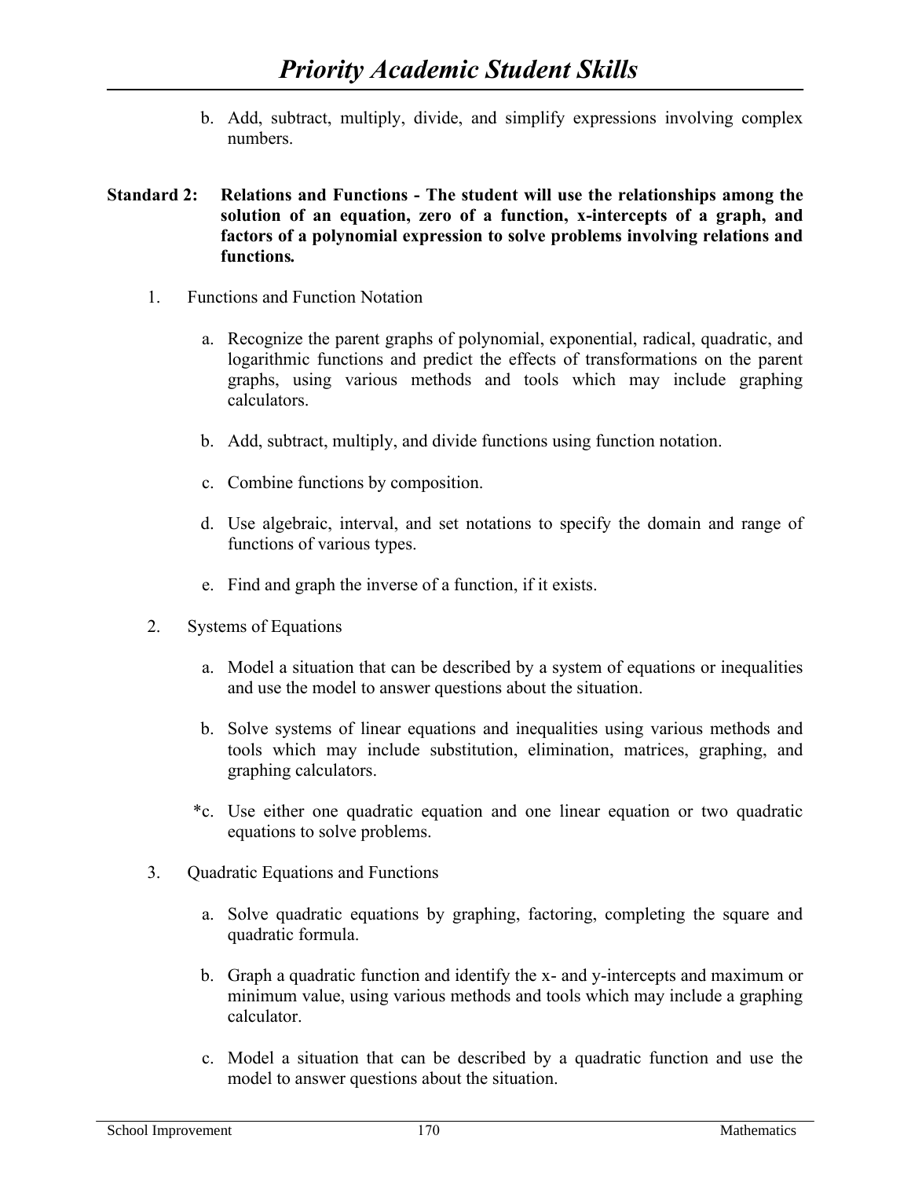b. Add, subtract, multiply, divide, and simplify expressions involving complex numbers.

**Standard 2: Relations and Functions - The student will use the relationships among the solution of an equation, zero of a function, x-intercepts of a graph, and factors of a polynomial expression to solve problems involving relations and functions.**

1. Functions and Function Notation

   a. Recognize the parent graphs of polynomial, exponential, radical, quadratic, and logarithmic functions and predict the effects of transformations on the parent graphs, using various methods and tools which may include graphing calculators.

   b. Add, subtract, multiply, and divide functions using function notation.

   c. Combine functions by composition.

   d. Use algebraic, interval, and set notations to specify the domain and range of functions of various types.

   e. Find and graph the inverse of a function, if it exists.

2. Systems of Equations

   a. Model a situation that can be described by a system of equations or inequalities and use the model to answer questions about the situation.

   b. Solve systems of linear equations and inequalities using various methods and tools which may include substitution, elimination, matrices, graphing, and graphing calculators.

   *c. Use either one quadratic equation and one linear equation or two quadratic equations to solve problems.

3. Quadratic Equations and Functions

   a. Solve quadratic equations by graphing, factoring, completing the square and quadratic formula.

   b. Graph a quadratic function and identify the x- and y-intercepts and maximum or minimum value, using various methods and tools which may include a graphing calculator.

   c. Model a situation that can be described by a quadratic function and use the model to answer questions about the situation.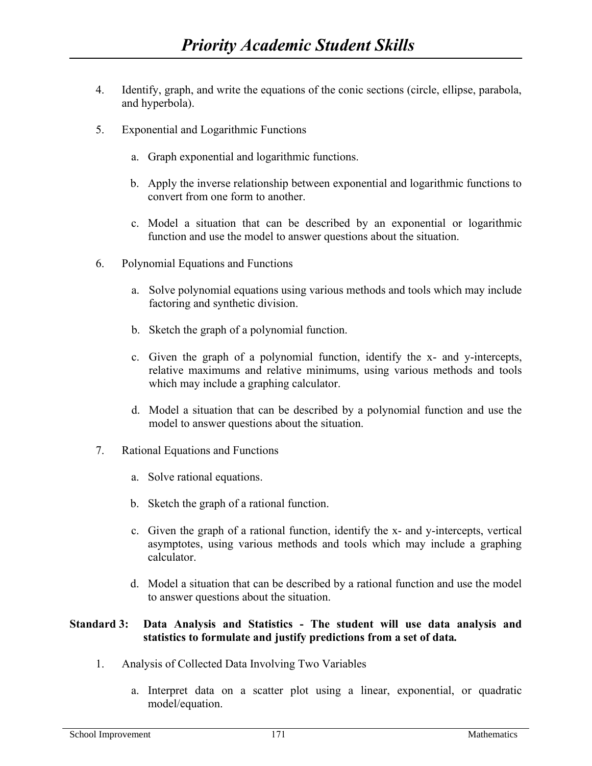4. Identify, graph, and write the equations of the conic sections (circle, ellipse, parabola, and hyperbola).

5. Exponential and Logarithmic Functions

   a. Graph exponential and logarithmic functions.

   b. Apply the inverse relationship between exponential and logarithmic functions to convert from one form to another.

   c. Model a situation that can be described by an exponential or logarithmic function and use the model to answer questions about the situation.

6. Polynomial Equations and Functions

   a. Solve polynomial equations using various methods and tools which may include factoring and synthetic division.

   b. Sketch the graph of a polynomial function.

   c. Given the graph of a polynomial function, identify the x- and y-intercepts, relative maximums and relative minimums, using various methods and tools which may include a graphing calculator.

   d. Model a situation that can be described by a polynomial function and use the model to answer questions about the situation.

7. Rational Equations and Functions

   a. Solve rational equations.

   b. Sketch the graph of a rational function.

   c. Given the graph of a rational function, identify the x- and y-intercepts, vertical asymptotes, using various methods and tools which may include a graphing calculator.

   d. Model a situation that can be described by a rational function and use the model to answer questions about the situation.

**Standard 3: Data Analysis and Statistics - The student will use data analysis and statistics to formulate and justify predictions from a set of data.**

1. Analysis of Collected Data Involving Two Variables

   a. Interpret data on a scatter plot using a linear, exponential, or quadratic model/equation.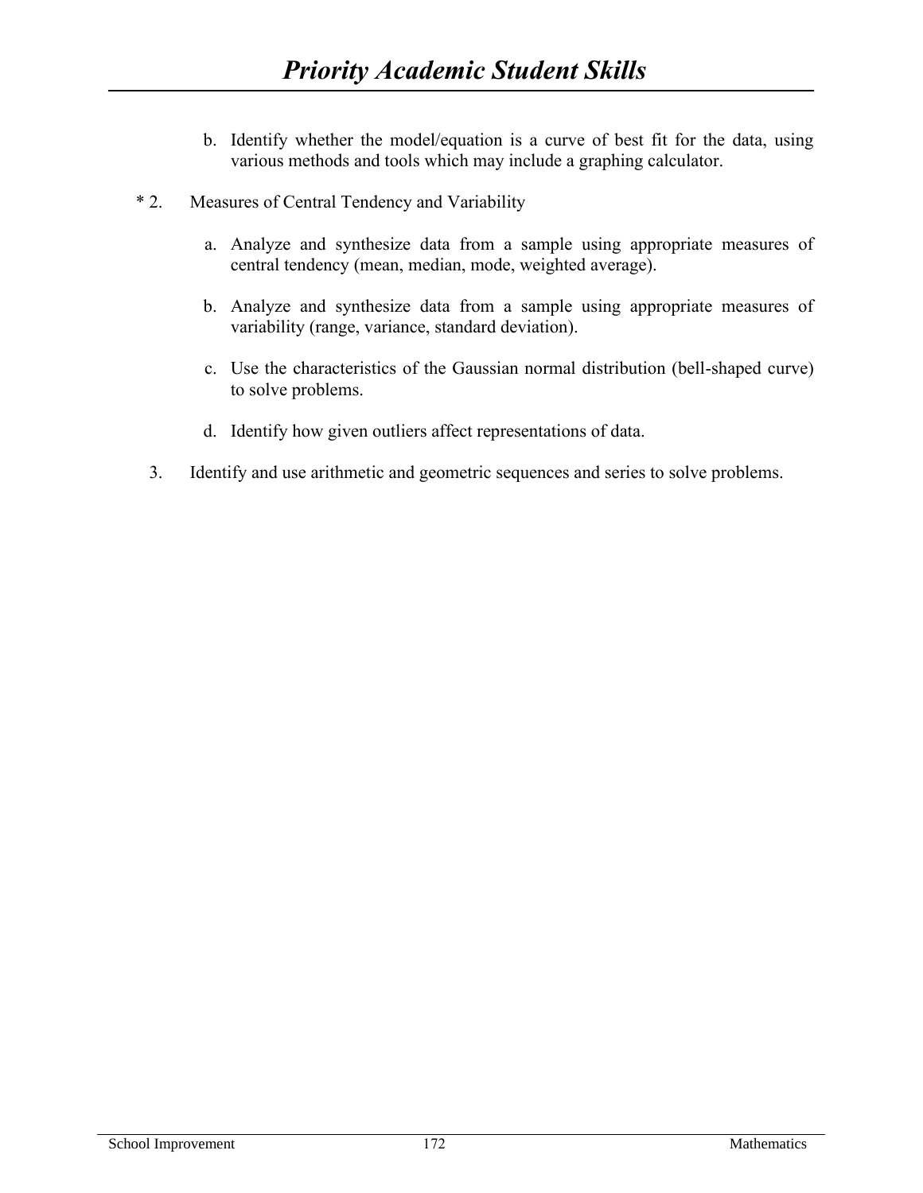b. Identify whether the model/equation is a curve of best fit for the data, using various methods and tools which may include a graphing calculator.

\* 2. Measures of Central Tendency and Variability

a. Analyze and synthesize data from a sample using appropriate measures of central tendency (mean, median, mode, weighted average).

b. Analyze and synthesize data from a sample using appropriate measures of variability (range, variance, standard deviation).

c. Use the characteristics of the Gaussian normal distribution (bell-shaped curve) to solve problems.

d. Identify how given outliers affect representations of data.

3. Identify and use arithmetic and geometric sequences and series to solve problems.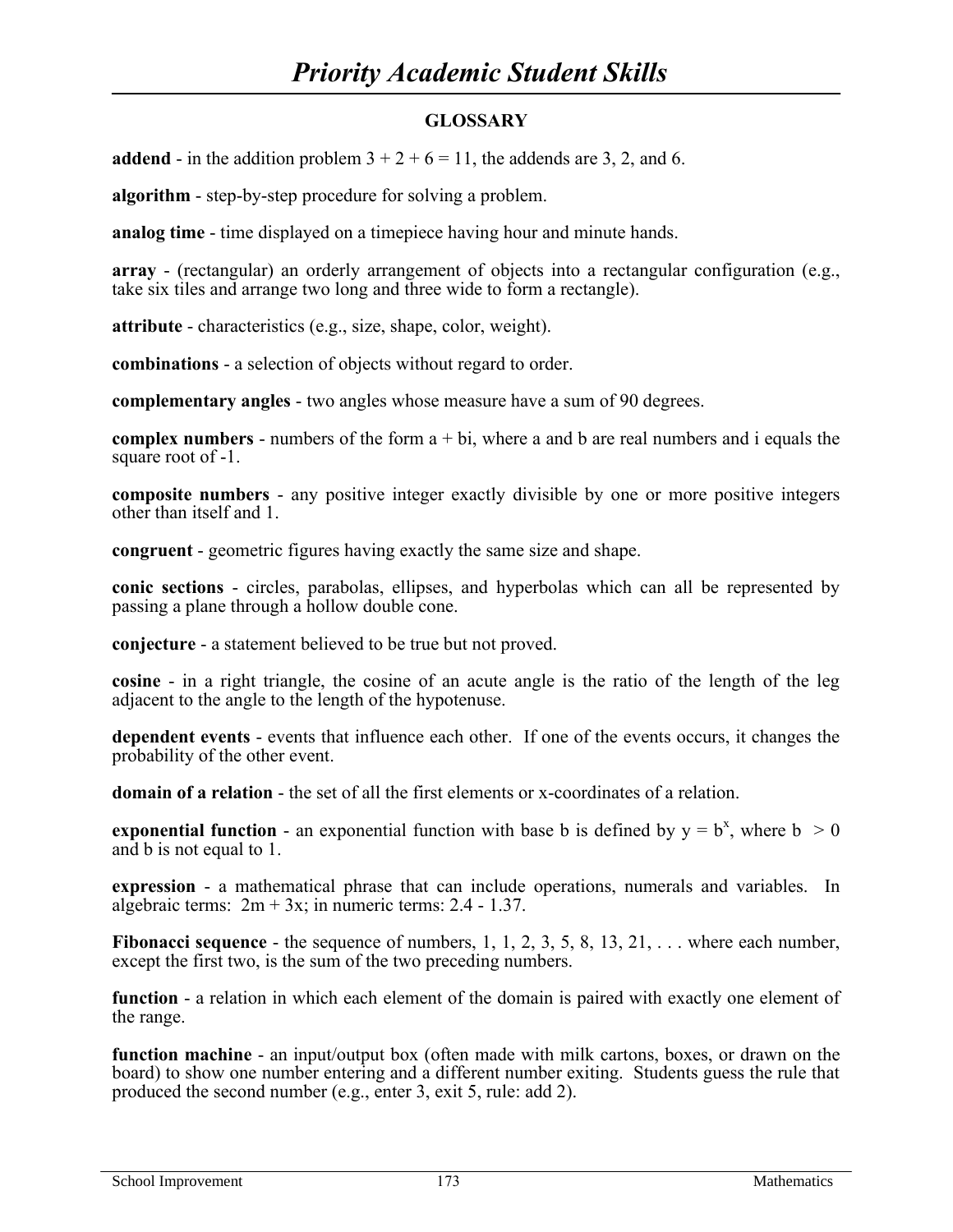## GLOSSARY

**addend** - in the addition problem $3 + 2 + 6 = 11$, the addends are 3, 2, and 6.

**algorithm** - step-by-step procedure for solving a problem.

**analog time** - time displayed on a timepiece having hour and minute hands.

**array** - (rectangular) an orderly arrangement of objects into a rectangular configuration (e.g., take six tiles and arrange two long and three wide to form a rectangle).

**attribute** - characteristics (e.g., size, shape, color, weight).

**combinations** - a selection of objects without regard to order.

**complementary angles** - two angles whose measure have a sum of 90 degrees.

**complex numbers** - numbers of the form $a + bi$, where a and b are real numbers and i equals the square root of -1.

**composite numbers** - any positive integer exactly divisible by one or more positive integers other than itself and 1.

**congruent** - geometric figures having exactly the same size and shape.

**conic sections** - circles, parabolas, ellipses, and hyperbolas which can all be represented by passing a plane through a hollow double cone.

**conjecture** - a statement believed to be true but not proved.

**cosine** - in a right triangle, the cosine of an acute angle is the ratio of the length of the leg adjacent to the angle to the length of the hypotenuse.

**dependent events** - events that influence each other. If one of the events occurs, it changes the probability of the other event.

**domain of a relation** - the set of all the first elements or x-coordinates of a relation.

**exponential function** - an exponential function with base b is defined by $y = b^x$, where $b > 0$ and b is not equal to 1.

**expression** - a mathematical phrase that can include operations, numerals and variables. In algebraic terms: $2m + 3x$; in numeric terms: $2.4 - 1.37$.

**Fibonacci sequence** - the sequence of numbers, 1, 1, 2, 3, 5, 8, 13, 21, . . . where each number, except the first two, is the sum of the two preceding numbers.

**function** - a relation in which each element of the domain is paired with exactly one element of the range.

**function machine** - an input/output box (often made with milk cartons, boxes, or drawn on the board) to show one number entering and a different number exiting. Students guess the rule that produced the second number (e.g., enter 3, exit 5, rule: add 2).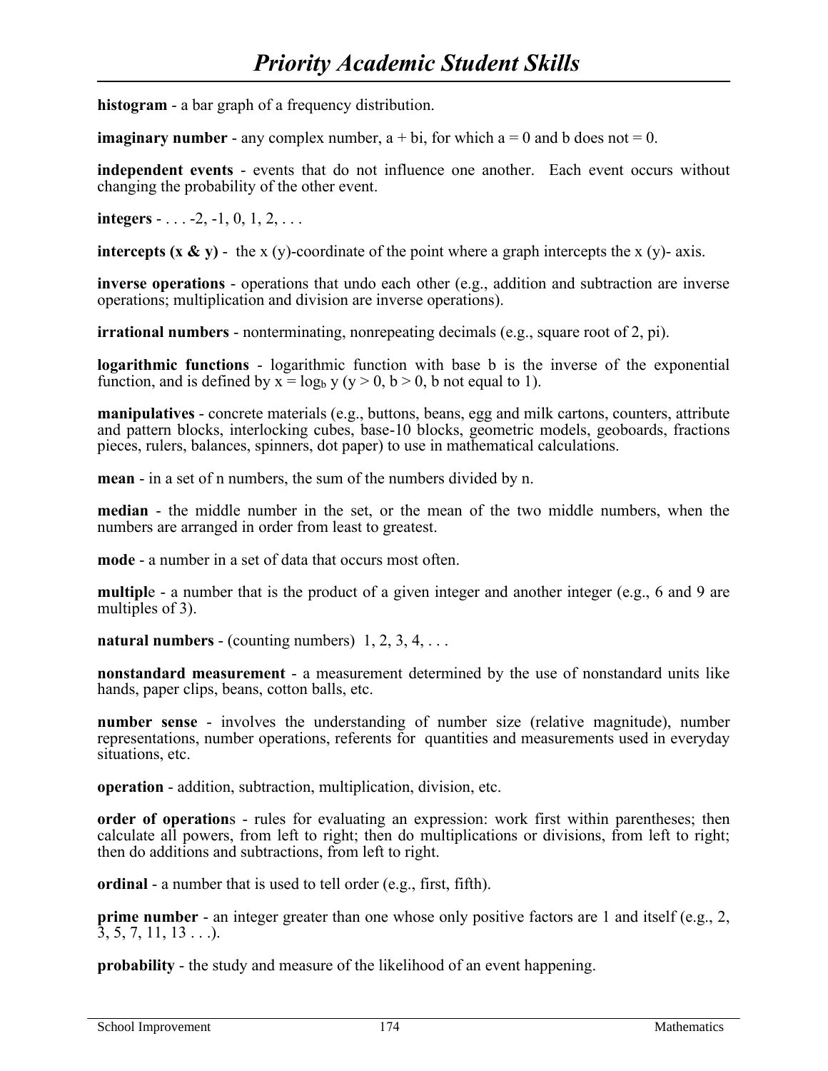**histogram** - a bar graph of a frequency distribution.

**imaginary number** - any complex number, $a + bi$, for which $a = 0$ and b does not = 0.

**independent events** - events that do not influence one another. Each event occurs without changing the probability of the other event.

**integers** - . . . -2, -1, 0, 1, 2, . . .

**intercepts (x & y)** - the x (y)-coordinate of the point where a graph intercepts the x (y)- axis.

**inverse operations** - operations that undo each other (e.g., addition and subtraction are inverse operations; multiplication and division are inverse operations).

**irrational numbers** - nonterminating, nonrepeating decimals (e.g., square root of 2, pi).

**logarithmic functions** - logarithmic function with base b is the inverse of the exponential function, and is defined by $x = \log_b y$ ($y > 0$, $b > 0$, b not equal to 1).

**manipulatives** - concrete materials (e.g., buttons, beans, egg and milk cartons, counters, attribute and pattern blocks, interlocking cubes, base-10 blocks, geometric models, geoboards, fractions pieces, rulers, balances, spinners, dot paper) to use in mathematical calculations.

**mean** - in a set of n numbers, the sum of the numbers divided by n.

**median** - the middle number in the set, or the mean of the two middle numbers, when the numbers are arranged in order from least to greatest.

**mode** - a number in a set of data that occurs most often.

**multiple** - a number that is the product of a given integer and another integer (e.g., 6 and 9 are multiples of 3).

**natural numbers** - (counting numbers) 1, 2, 3, 4, . . .

**nonstandard measurement** - a measurement determined by the use of nonstandard units like hands, paper clips, beans, cotton balls, etc.

**number sense** - involves the understanding of number size (relative magnitude), number representations, number operations, referents for quantities and measurements used in everyday situations, etc.

**operation** - addition, subtraction, multiplication, division, etc.

**order of operations** - rules for evaluating an expression: work first within parentheses; then calculate all powers, from left to right; then do multiplications or divisions, from left to right; then do additions and subtractions, from left to right.

**ordinal** - a number that is used to tell order (e.g., first, fifth).

**prime number** - an integer greater than one whose only positive factors are 1 and itself (e.g., 2, 3, 5, 7, 11, 13 . . .).

**probability** - the study and measure of the likelihood of an event happening.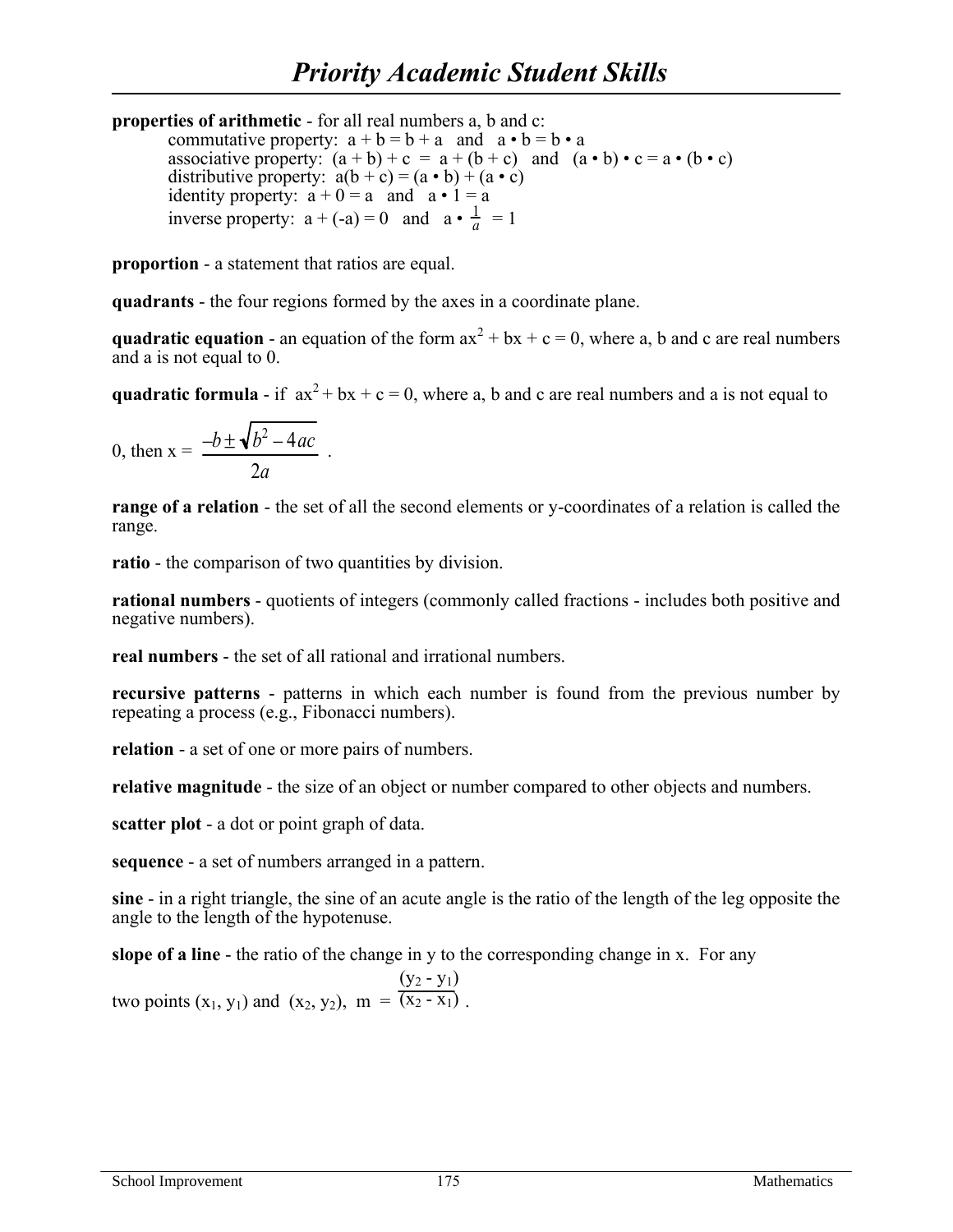# *Priority Academic Student Skills*

**properties of arithmetic** - for all real numbers a, b and c:

- commutative property: $a + b = b + a$ and $a \bullet b = b \bullet a$
- associative property: $(a + b) + c = a + (b + c)$ and $(a \bullet b) \bullet c = a \bullet (b \bullet c)$
- distributive property: $a(b + c) = (a \bullet b) + (a \bullet c)$
- identity property: $a + 0 = a$ and $a \bullet 1 = a$
- inverse property: $a + (-a) = 0$ and $a \bullet \frac{1}{a} = 1$

**proportion** - a statement that ratios are equal.

**quadrants** - the four regions formed by the axes in a coordinate plane.

**quadratic equation** - an equation of the form $ax^2 + bx + c = 0$, where a, b and c are real numbers and a is not equal to 0.

**quadratic formula** - if $ax^2 + bx + c = 0$, where a, b and c are real numbers and a is not equal to 0, then $x = \frac{-b \pm \sqrt{b^2 - 4ac}}{2a}$.

**range of a relation** - the set of all the second elements or y-coordinates of a relation is called the range.

**ratio** - the comparison of two quantities by division.

**rational numbers** - quotients of integers (commonly called fractions - includes both positive and negative numbers).

**real numbers** - the set of all rational and irrational numbers.

**recursive patterns** - patterns in which each number is found from the previous number by repeating a process (e.g., Fibonacci numbers).

**relation** - a set of one or more pairs of numbers.

**relative magnitude** - the size of an object or number compared to other objects and numbers.

**scatter plot** - a dot or point graph of data.

**sequence** - a set of numbers arranged in a pattern.

**sine** - in a right triangle, the sine of an acute angle is the ratio of the length of the leg opposite the angle to the length of the hypotenuse.

**slope of a line** - the ratio of the change in y to the corresponding change in x. For any two points $(x_1, y_1)$ and $(x_2, y_2)$, $m = \frac{(y_2 - y_1)}{(x_2 - x_1)}$.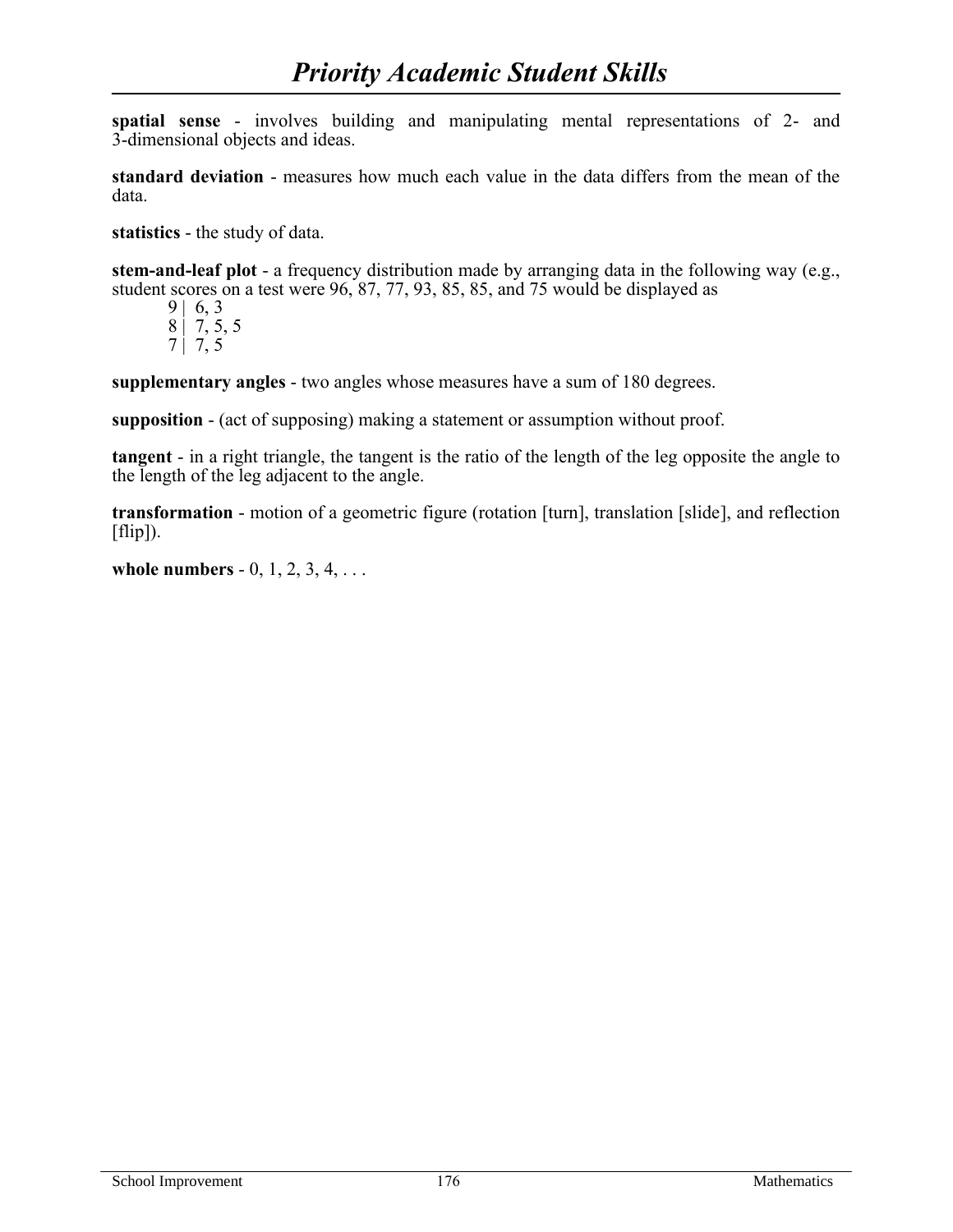**spatial sense** - involves building and manipulating mental representations of 2- and 3-dimensional objects and ideas.

**standard deviation** - measures how much each value in the data differs from the mean of the data.

**statistics** - the study of data.

**stem-and-leaf plot** - a frequency distribution made by arranging data in the following way (e.g., student scores on a test were 96, 87, 77, 93, 85, 85, and 75 would be displayed as

9 | 6, 3
8 | 7, 5, 5
7 | 7, 5

**supplementary angles** - two angles whose measures have a sum of 180 degrees.

**supposition** - (act of supposing) making a statement or assumption without proof.

**tangent** - in a right triangle, the tangent is the ratio of the length of the leg opposite the angle to the length of the leg adjacent to the angle.

**transformation** - motion of a geometric figure (rotation [turn], translation [slide], and reflection [flip]).

**whole numbers** - 0, 1, 2, 3, 4, . . .